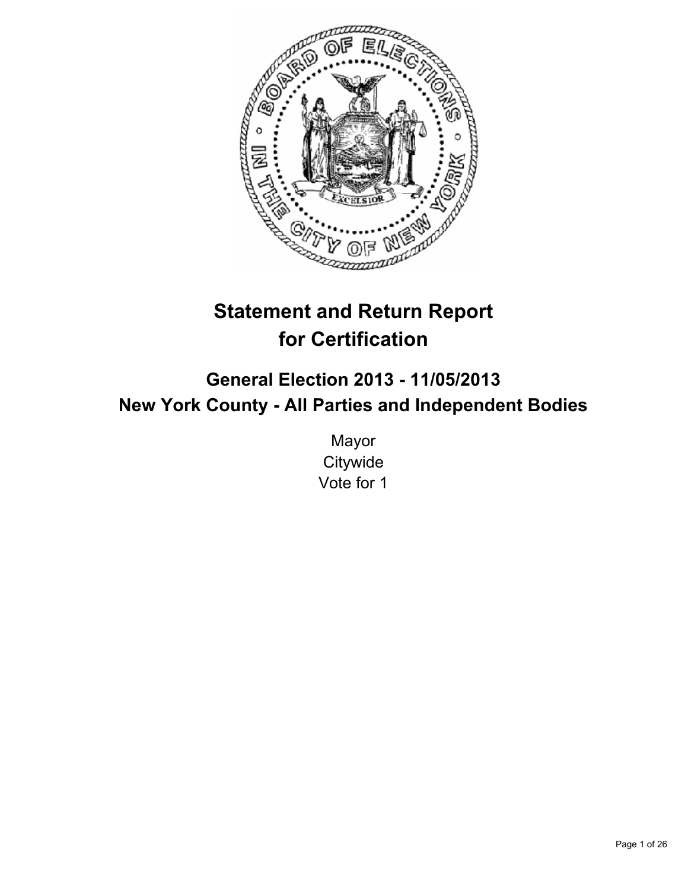# Statement and Return Report for Certification

## General Election 2013 - 11/05/2013
## New York County - All Parties and Independent Bodies

Mayor
Citywide
Vote for 1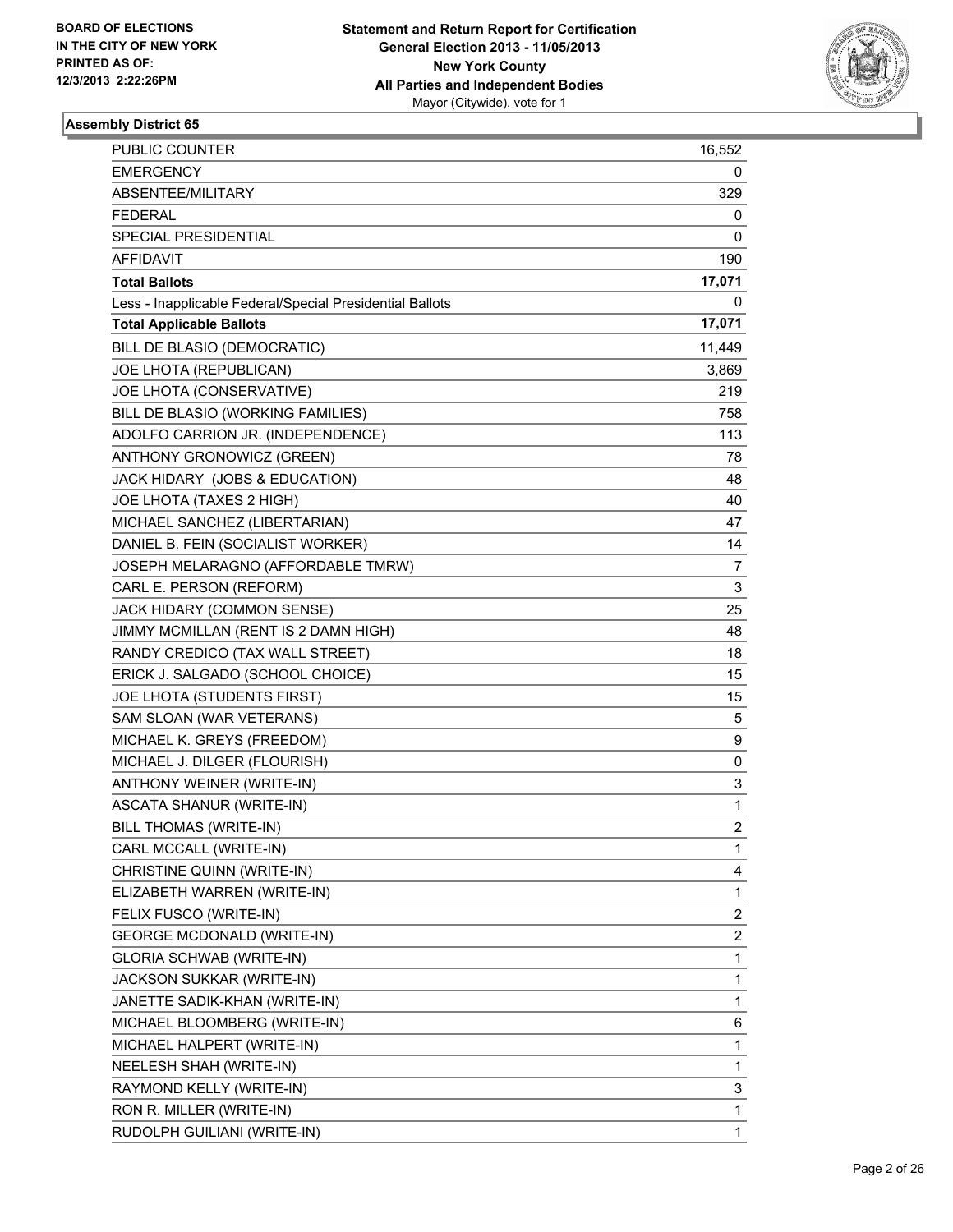BOARD OF ELECTIONS
IN THE CITY OF NEW YORK
PRINTED AS OF:
12/3/2013 2:22:26PM

**Statement and Return Report for Certification**
**General Election 2013 - 11/05/2013**
**New York County**
**All Parties and Independent Bodies**
Mayor (Citywide), vote for 1

### Assembly District 65

| | |
|---|---|
| PUBLIC COUNTER | 16,552 |
| EMERGENCY | 0 |
| ABSENTEE/MILITARY | 329 |
| FEDERAL | 0 |
| SPECIAL PRESIDENTIAL | 0 |
| AFFIDAVIT | 190 |
| **Total Ballots** | **17,071** |
| Less - Inapplicable Federal/Special Presidential Ballots | 0 |
| **Total Applicable Ballots** | **17,071** |
| BILL DE BLASIO (DEMOCRATIC) | 11,449 |
| JOE LHOTA (REPUBLICAN) | 3,869 |
| JOE LHOTA (CONSERVATIVE) | 219 |
| BILL DE BLASIO (WORKING FAMILIES) | 758 |
| ADOLFO CARRION JR. (INDEPENDENCE) | 113 |
| ANTHONY GRONOWICZ (GREEN) | 78 |
| JACK HIDARY (JOBS & EDUCATION) | 48 |
| JOE LHOTA (TAXES 2 HIGH) | 40 |
| MICHAEL SANCHEZ (LIBERTARIAN) | 47 |
| DANIEL B. FEIN (SOCIALIST WORKER) | 14 |
| JOSEPH MELARAGNO (AFFORDABLE TMRW) | 7 |
| CARL E. PERSON (REFORM) | 3 |
| JACK HIDARY (COMMON SENSE) | 25 |
| JIMMY MCMILLAN (RENT IS 2 DAMN HIGH) | 48 |
| RANDY CREDICO (TAX WALL STREET) | 18 |
| ERICK J. SALGADO (SCHOOL CHOICE) | 15 |
| JOE LHOTA (STUDENTS FIRST) | 15 |
| SAM SLOAN (WAR VETERANS) | 5 |
| MICHAEL K. GREYS (FREEDOM) | 9 |
| MICHAEL J. DILGER (FLOURISH) | 0 |
| ANTHONY WEINER (WRITE-IN) | 3 |
| ASCATA SHANUR (WRITE-IN) | 1 |
| BILL THOMAS (WRITE-IN) | 2 |
| CARL MCCALL (WRITE-IN) | 1 |
| CHRISTINE QUINN (WRITE-IN) | 4 |
| ELIZABETH WARREN (WRITE-IN) | 1 |
| FELIX FUSCO (WRITE-IN) | 2 |
| GEORGE MCDONALD (WRITE-IN) | 2 |
| GLORIA SCHWAB (WRITE-IN) | 1 |
| JACKSON SUKKAR (WRITE-IN) | 1 |
| JANETTE SADIK-KHAN (WRITE-IN) | 1 |
| MICHAEL BLOOMBERG (WRITE-IN) | 6 |
| MICHAEL HALPERT (WRITE-IN) | 1 |
| NEELESH SHAH (WRITE-IN) | 1 |
| RAYMOND KELLY (WRITE-IN) | 3 |
| RON R. MILLER (WRITE-IN) | 1 |
| RUDOLPH GUILIANI (WRITE-IN) | 1 |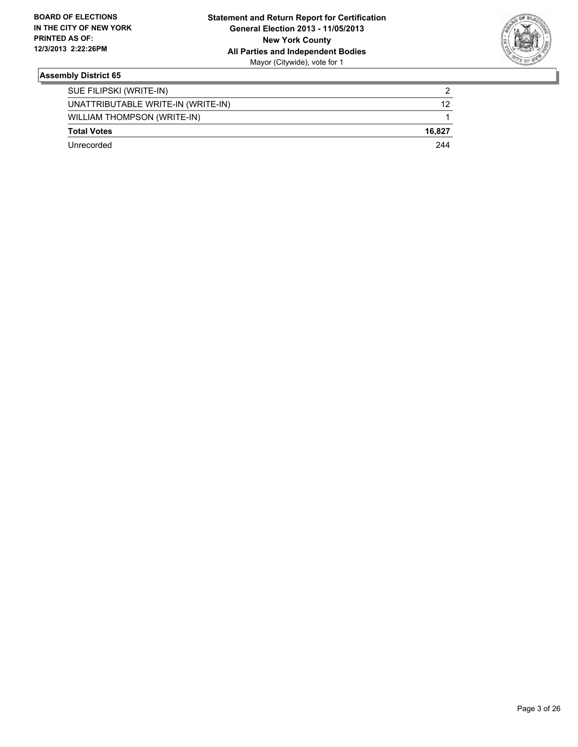**BOARD OF ELECTIONS IN THE CITY OF NEW YORK PRINTED AS OF: 12/3/2013 2:22:26PM**

**Statement and Return Report for Certification**
**General Election 2013 - 11/05/2013**
**New York County**
**All Parties and Independent Bodies**
Mayor (Citywide), vote for 1

### Assembly District 65

| | |
|---|---|
| SUE FILIPSKI (WRITE-IN) | 2 |
| UNATTRIBUTABLE WRITE-IN (WRITE-IN) | 12 |
| WILLIAM THOMPSON (WRITE-IN) | 1 |
| **Total Votes** | **16,827** |
| Unrecorded | 244 |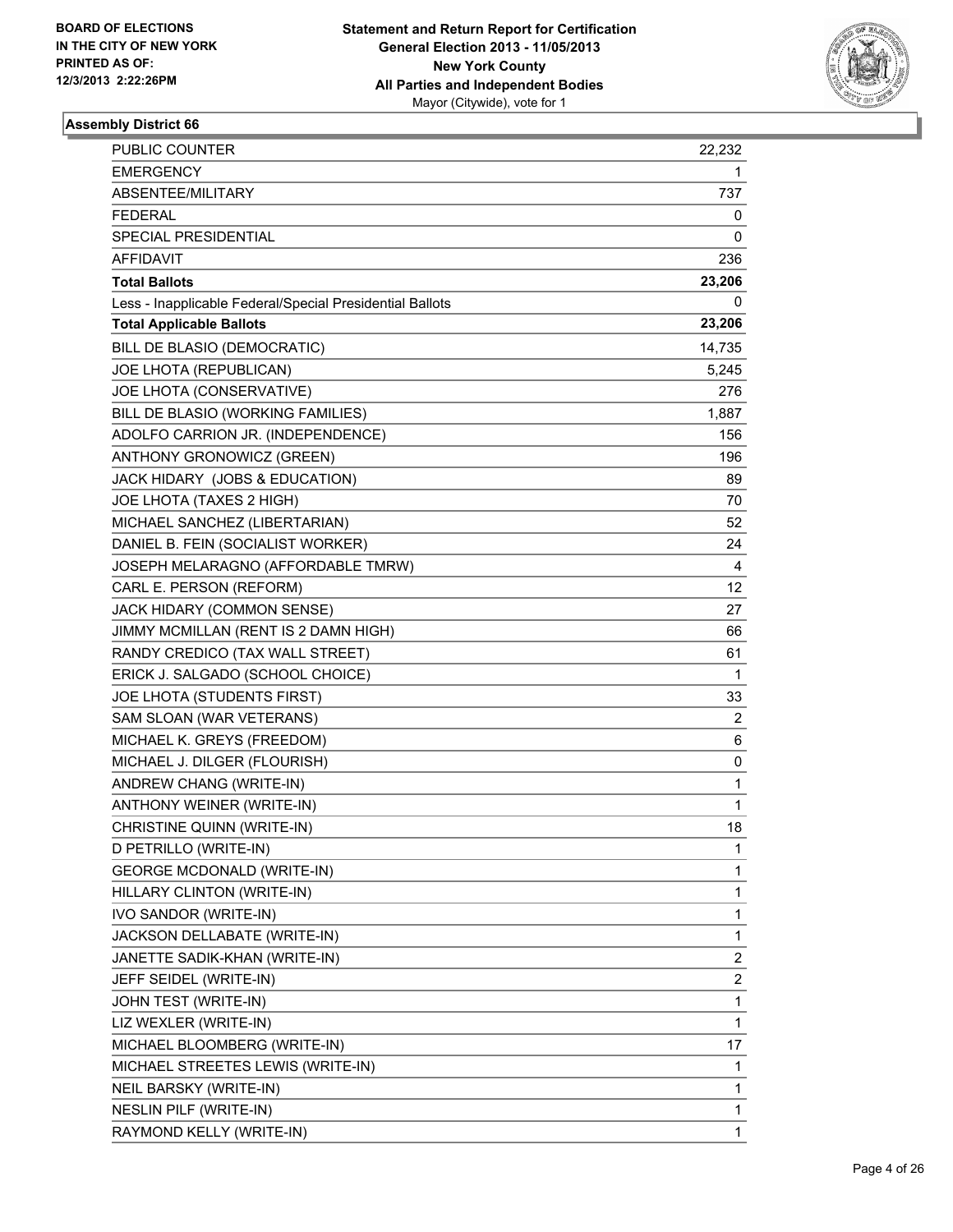**BOARD OF ELECTIONS IN THE CITY OF NEW YORK PRINTED AS OF: 12/3/2013 2:22:26PM**

**Statement and Return Report for Certification General Election 2013 - 11/05/2013 New York County All Parties and Independent Bodies**
Mayor (Citywide), vote for 1

### Assembly District 66

| | |
|---|---|
| PUBLIC COUNTER | 22,232 |
| EMERGENCY | 1 |
| ABSENTEE/MILITARY | 737 |
| FEDERAL | 0 |
| SPECIAL PRESIDENTIAL | 0 |
| AFFIDAVIT | 236 |
| **Total Ballots** | **23,206** |
| Less - Inapplicable Federal/Special Presidential Ballots | 0 |
| **Total Applicable Ballots** | **23,206** |
| BILL DE BLASIO (DEMOCRATIC) | 14,735 |
| JOE LHOTA (REPUBLICAN) | 5,245 |
| JOE LHOTA (CONSERVATIVE) | 276 |
| BILL DE BLASIO (WORKING FAMILIES) | 1,887 |
| ADOLFO CARRION JR. (INDEPENDENCE) | 156 |
| ANTHONY GRONOWICZ (GREEN) | 196 |
| JACK HIDARY (JOBS & EDUCATION) | 89 |
| JOE LHOTA (TAXES 2 HIGH) | 70 |
| MICHAEL SANCHEZ (LIBERTARIAN) | 52 |
| DANIEL B. FEIN (SOCIALIST WORKER) | 24 |
| JOSEPH MELARAGNO (AFFORDABLE TMRW) | 4 |
| CARL E. PERSON (REFORM) | 12 |
| JACK HIDARY (COMMON SENSE) | 27 |
| JIMMY MCMILLAN (RENT IS 2 DAMN HIGH) | 66 |
| RANDY CREDICO (TAX WALL STREET) | 61 |
| ERICK J. SALGADO (SCHOOL CHOICE) | 1 |
| JOE LHOTA (STUDENTS FIRST) | 33 |
| SAM SLOAN (WAR VETERANS) | 2 |
| MICHAEL K. GREYS (FREEDOM) | 6 |
| MICHAEL J. DILGER (FLOURISH) | 0 |
| ANDREW CHANG (WRITE-IN) | 1 |
| ANTHONY WEINER (WRITE-IN) | 1 |
| CHRISTINE QUINN (WRITE-IN) | 18 |
| D PETRILLO (WRITE-IN) | 1 |
| GEORGE MCDONALD (WRITE-IN) | 1 |
| HILLARY CLINTON (WRITE-IN) | 1 |
| IVO SANDOR (WRITE-IN) | 1 |
| JACKSON DELLABATE (WRITE-IN) | 1 |
| JANETTE SADIK-KHAN (WRITE-IN) | 2 |
| JEFF SEIDEL (WRITE-IN) | 2 |
| JOHN TEST (WRITE-IN) | 1 |
| LIZ WEXLER (WRITE-IN) | 1 |
| MICHAEL BLOOMBERG (WRITE-IN) | 17 |
| MICHAEL STREETES LEWIS (WRITE-IN) | 1 |
| NEIL BARSKY (WRITE-IN) | 1 |
| NESLIN PILF (WRITE-IN) | 1 |
| RAYMOND KELLY (WRITE-IN) | 1 |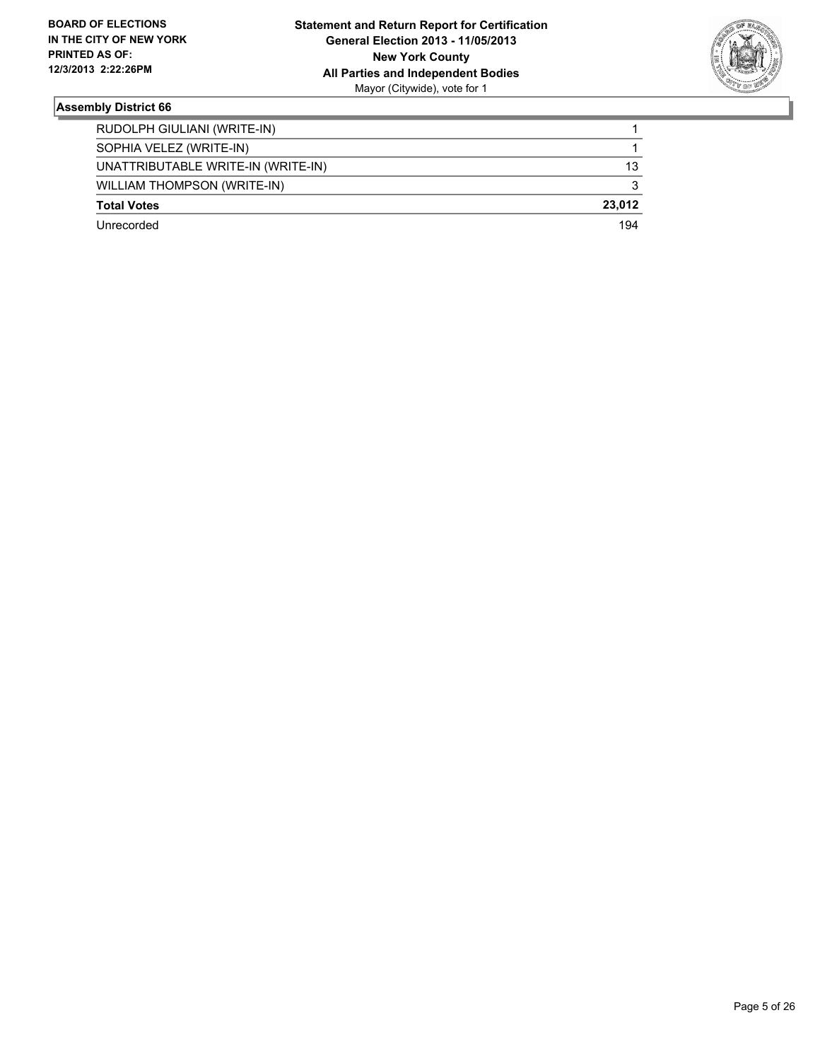**BOARD OF ELECTIONS IN THE CITY OF NEW YORK PRINTED AS OF: 12/3/2013 2:22:26PM**

**Statement and Return Report for Certification General Election 2013 - 11/05/2013 New York County All Parties and Independent Bodies**
Mayor (Citywide), vote for 1

### Assembly District 66

| | |
|---|---|
| RUDOLPH GIULIANI (WRITE-IN) | 1 |
| SOPHIA VELEZ (WRITE-IN) | 1 |
| UNATTRIBUTABLE WRITE-IN (WRITE-IN) | 13 |
| WILLIAM THOMPSON (WRITE-IN) | 3 |
| **Total Votes** | **23,012** |
| Unrecorded | 194 |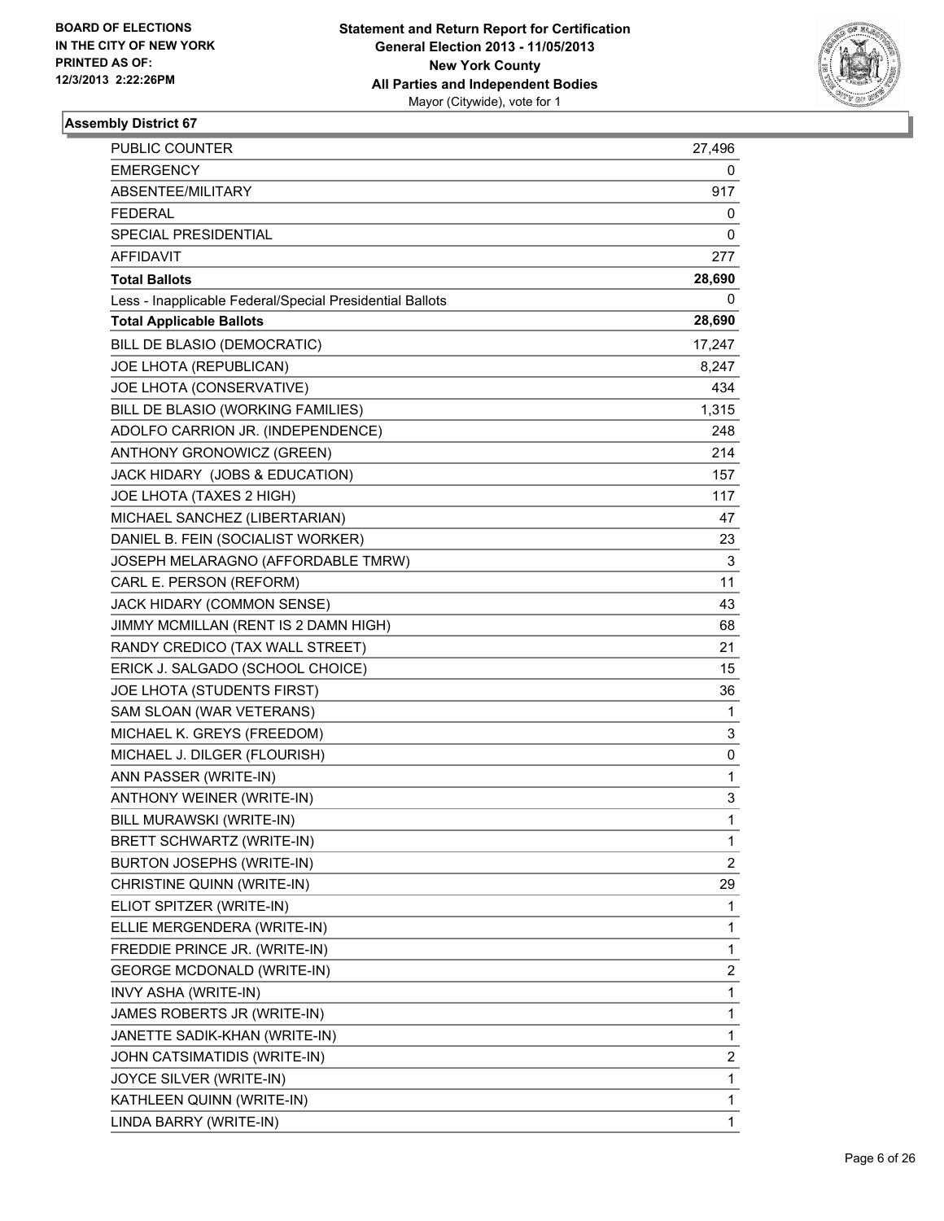BOARD OF ELECTIONS
IN THE CITY OF NEW YORK
PRINTED AS OF:
12/3/2013 2:22:26PM

**Statement and Return Report for Certification**
**General Election 2013 - 11/05/2013**
**New York County**
**All Parties and Independent Bodies**
Mayor (Citywide), vote for 1

### Assembly District 67

| | |
|---|---|
| PUBLIC COUNTER | 27,496 |
| EMERGENCY | 0 |
| ABSENTEE/MILITARY | 917 |
| FEDERAL | 0 |
| SPECIAL PRESIDENTIAL | 0 |
| AFFIDAVIT | 277 |
| **Total Ballots** | **28,690** |
| Less - Inapplicable Federal/Special Presidential Ballots | 0 |
| **Total Applicable Ballots** | **28,690** |
| BILL DE BLASIO (DEMOCRATIC) | 17,247 |
| JOE LHOTA (REPUBLICAN) | 8,247 |
| JOE LHOTA (CONSERVATIVE) | 434 |
| BILL DE BLASIO (WORKING FAMILIES) | 1,315 |
| ADOLFO CARRION JR. (INDEPENDENCE) | 248 |
| ANTHONY GRONOWICZ (GREEN) | 214 |
| JACK HIDARY (JOBS & EDUCATION) | 157 |
| JOE LHOTA (TAXES 2 HIGH) | 117 |
| MICHAEL SANCHEZ (LIBERTARIAN) | 47 |
| DANIEL B. FEIN (SOCIALIST WORKER) | 23 |
| JOSEPH MELARAGNO (AFFORDABLE TMRW) | 3 |
| CARL E. PERSON (REFORM) | 11 |
| JACK HIDARY (COMMON SENSE) | 43 |
| JIMMY MCMILLAN (RENT IS 2 DAMN HIGH) | 68 |
| RANDY CREDICO (TAX WALL STREET) | 21 |
| ERICK J. SALGADO (SCHOOL CHOICE) | 15 |
| JOE LHOTA (STUDENTS FIRST) | 36 |
| SAM SLOAN (WAR VETERANS) | 1 |
| MICHAEL K. GREYS (FREEDOM) | 3 |
| MICHAEL J. DILGER (FLOURISH) | 0 |
| ANN PASSER (WRITE-IN) | 1 |
| ANTHONY WEINER (WRITE-IN) | 3 |
| BILL MURAWSKI (WRITE-IN) | 1 |
| BRETT SCHWARTZ (WRITE-IN) | 1 |
| BURTON JOSEPHS (WRITE-IN) | 2 |
| CHRISTINE QUINN (WRITE-IN) | 29 |
| ELIOT SPITZER (WRITE-IN) | 1 |
| ELLIE MERGENDERA (WRITE-IN) | 1 |
| FREDDIE PRINCE JR. (WRITE-IN) | 1 |
| GEORGE MCDONALD (WRITE-IN) | 2 |
| INVY ASHA (WRITE-IN) | 1 |
| JAMES ROBERTS JR (WRITE-IN) | 1 |
| JANETTE SADIK-KHAN (WRITE-IN) | 1 |
| JOHN CATSIMATIDIS (WRITE-IN) | 2 |
| JOYCE SILVER (WRITE-IN) | 1 |
| KATHLEEN QUINN (WRITE-IN) | 1 |
| LINDA BARRY (WRITE-IN) | 1 |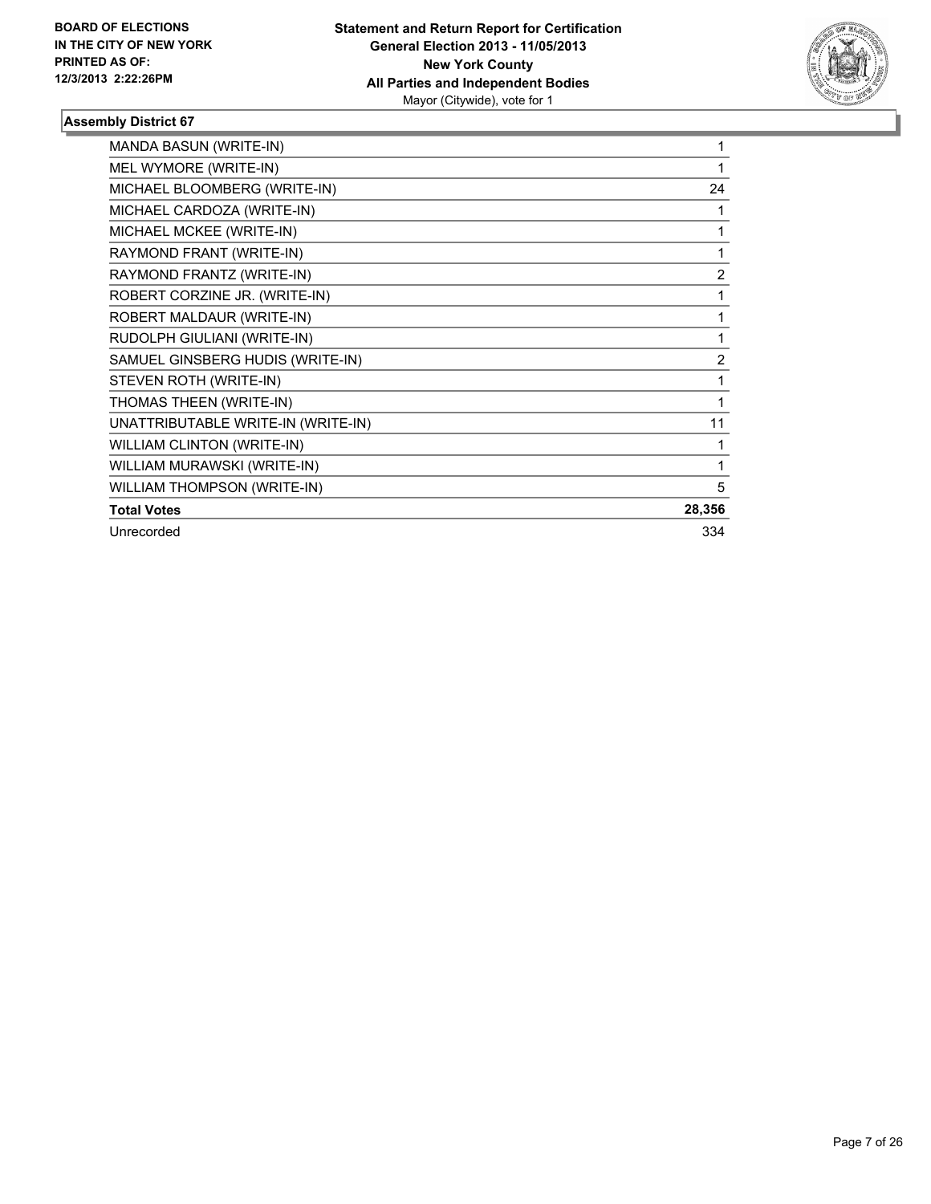**BOARD OF ELECTIONS IN THE CITY OF NEW YORK PRINTED AS OF: 12/3/2013 2:22:26PM**

**Statement and Return Report for Certification**
**General Election 2013 - 11/05/2013**
**New York County**
**All Parties and Independent Bodies**
Mayor (Citywide), vote for 1

### Assembly District 67

| | |
|---|---|
| MANDA BASUN (WRITE-IN) | 1 |
| MEL WYMORE (WRITE-IN) | 1 |
| MICHAEL BLOOMBERG (WRITE-IN) | 24 |
| MICHAEL CARDOZA (WRITE-IN) | 1 |
| MICHAEL MCKEE (WRITE-IN) | 1 |
| RAYMOND FRANT (WRITE-IN) | 1 |
| RAYMOND FRANTZ (WRITE-IN) | 2 |
| ROBERT CORZINE JR. (WRITE-IN) | 1 |
| ROBERT MALDAUR (WRITE-IN) | 1 |
| RUDOLPH GIULIANI (WRITE-IN) | 1 |
| SAMUEL GINSBERG HUDIS (WRITE-IN) | 2 |
| STEVEN ROTH (WRITE-IN) | 1 |
| THOMAS THEEN (WRITE-IN) | 1 |
| UNATTRIBUTABLE WRITE-IN (WRITE-IN) | 11 |
| WILLIAM CLINTON (WRITE-IN) | 1 |
| WILLIAM MURAWSKI (WRITE-IN) | 1 |
| WILLIAM THOMPSON (WRITE-IN) | 5 |
| **Total Votes** | **28,356** |
| Unrecorded | 334 |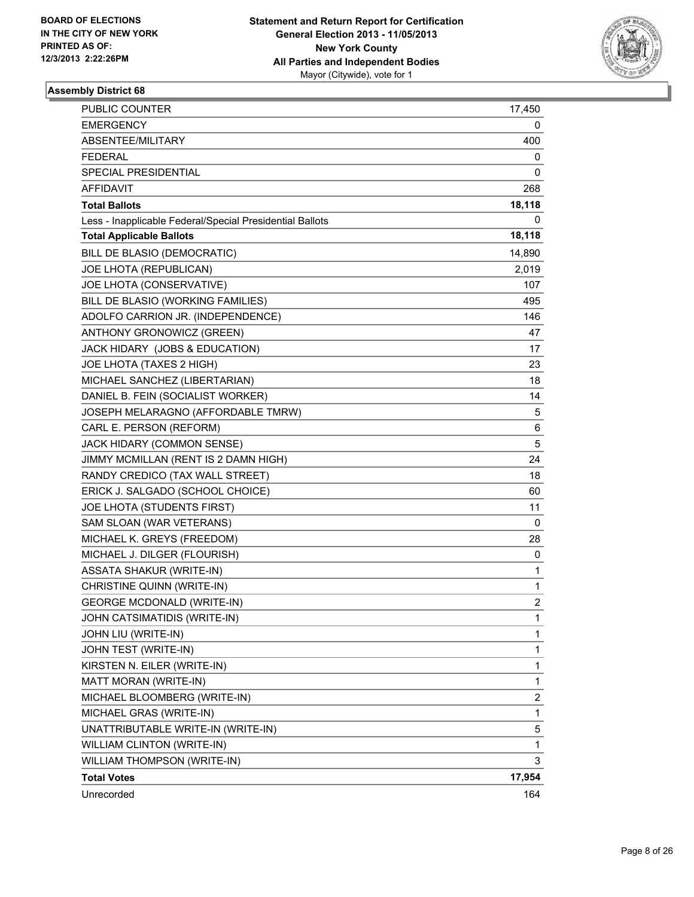**BOARD OF ELECTIONS IN THE CITY OF NEW YORK PRINTED AS OF: 12/3/2013 2:22:26PM**

**Statement and Return Report for Certification**
**General Election 2013 - 11/05/2013**
**New York County**
**All Parties and Independent Bodies**
Mayor (Citywide), vote for 1

### Assembly District 68

| | |
|---|---|
| PUBLIC COUNTER | 17,450 |
| EMERGENCY | 0 |
| ABSENTEE/MILITARY | 400 |
| FEDERAL | 0 |
| SPECIAL PRESIDENTIAL | 0 |
| AFFIDAVIT | 268 |
| **Total Ballots** | **18,118** |
| Less - Inapplicable Federal/Special Presidential Ballots | 0 |
| **Total Applicable Ballots** | **18,118** |
| BILL DE BLASIO (DEMOCRATIC) | 14,890 |
| JOE LHOTA (REPUBLICAN) | 2,019 |
| JOE LHOTA (CONSERVATIVE) | 107 |
| BILL DE BLASIO (WORKING FAMILIES) | 495 |
| ADOLFO CARRION JR. (INDEPENDENCE) | 146 |
| ANTHONY GRONOWICZ (GREEN) | 47 |
| JACK HIDARY (JOBS & EDUCATION) | 17 |
| JOE LHOTA (TAXES 2 HIGH) | 23 |
| MICHAEL SANCHEZ (LIBERTARIAN) | 18 |
| DANIEL B. FEIN (SOCIALIST WORKER) | 14 |
| JOSEPH MELARAGNO (AFFORDABLE TMRW) | 5 |
| CARL E. PERSON (REFORM) | 6 |
| JACK HIDARY (COMMON SENSE) | 5 |
| JIMMY MCMILLAN (RENT IS 2 DAMN HIGH) | 24 |
| RANDY CREDICO (TAX WALL STREET) | 18 |
| ERICK J. SALGADO (SCHOOL CHOICE) | 60 |
| JOE LHOTA (STUDENTS FIRST) | 11 |
| SAM SLOAN (WAR VETERANS) | 0 |
| MICHAEL K. GREYS (FREEDOM) | 28 |
| MICHAEL J. DILGER (FLOURISH) | 0 |
| ASSATA SHAKUR (WRITE-IN) | 1 |
| CHRISTINE QUINN (WRITE-IN) | 1 |
| GEORGE MCDONALD (WRITE-IN) | 2 |
| JOHN CATSIMATIDIS (WRITE-IN) | 1 |
| JOHN LIU (WRITE-IN) | 1 |
| JOHN TEST (WRITE-IN) | 1 |
| KIRSTEN N. EILER (WRITE-IN) | 1 |
| MATT MORAN (WRITE-IN) | 1 |
| MICHAEL BLOOMBERG (WRITE-IN) | 2 |
| MICHAEL GRAS (WRITE-IN) | 1 |
| UNATTRIBUTABLE WRITE-IN (WRITE-IN) | 5 |
| WILLIAM CLINTON (WRITE-IN) | 1 |
| WILLIAM THOMPSON (WRITE-IN) | 3 |
| **Total Votes** | **17,954** |
| Unrecorded | 164 |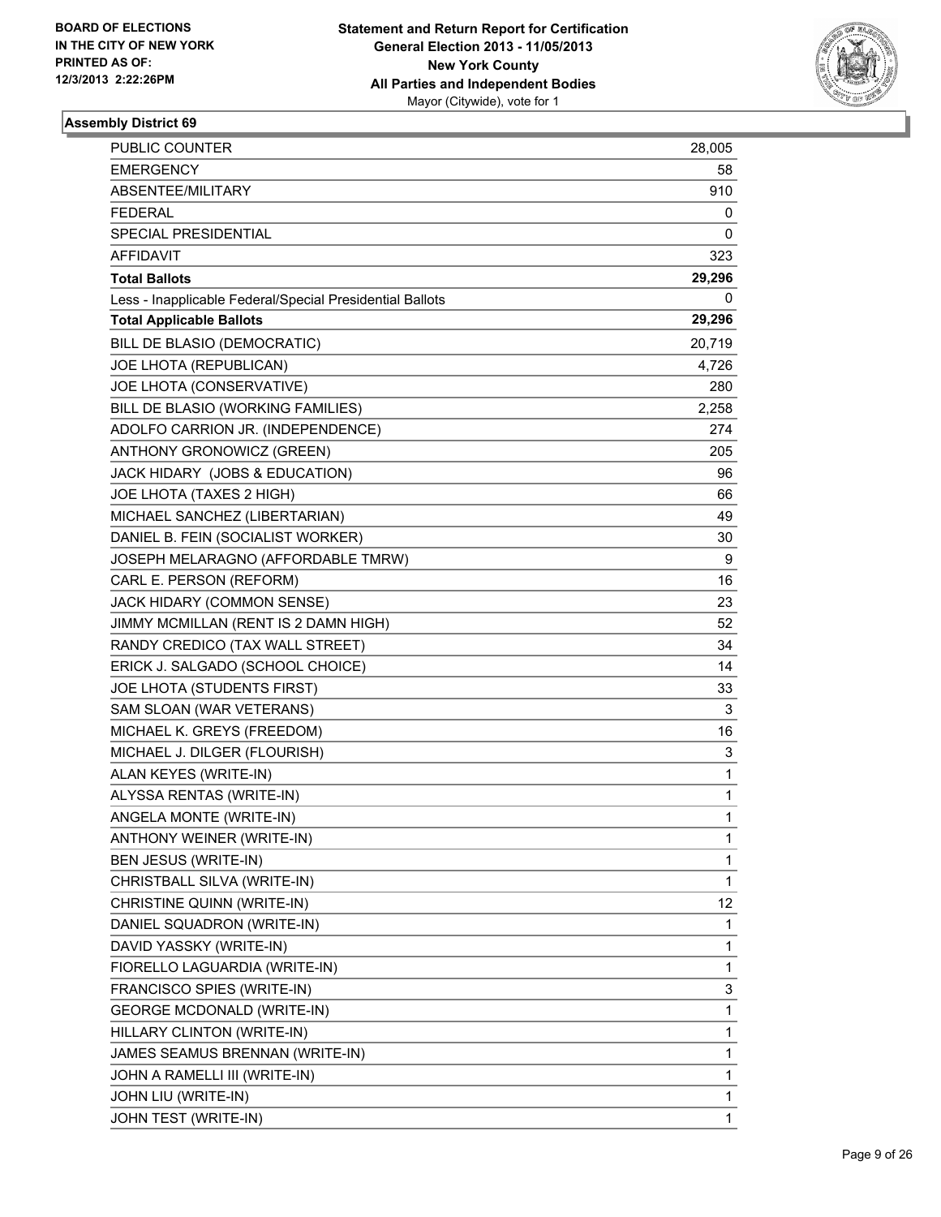**BOARD OF ELECTIONS IN THE CITY OF NEW YORK PRINTED AS OF: 12/3/2013 2:22:26PM**

**Statement and Return Report for Certification**
**General Election 2013 - 11/05/2013**
**New York County**
**All Parties and Independent Bodies**
Mayor (Citywide), vote for 1

### Assembly District 69

| | |
|---|---|
| PUBLIC COUNTER | 28,005 |
| EMERGENCY | 58 |
| ABSENTEE/MILITARY | 910 |
| FEDERAL | 0 |
| SPECIAL PRESIDENTIAL | 0 |
| AFFIDAVIT | 323 |
| **Total Ballots** | **29,296** |
| Less - Inapplicable Federal/Special Presidential Ballots | 0 |
| **Total Applicable Ballots** | **29,296** |
| BILL DE BLASIO (DEMOCRATIC) | 20,719 |
| JOE LHOTA (REPUBLICAN) | 4,726 |
| JOE LHOTA (CONSERVATIVE) | 280 |
| BILL DE BLASIO (WORKING FAMILIES) | 2,258 |
| ADOLFO CARRION JR. (INDEPENDENCE) | 274 |
| ANTHONY GRONOWICZ (GREEN) | 205 |
| JACK HIDARY (JOBS & EDUCATION) | 96 |
| JOE LHOTA (TAXES 2 HIGH) | 66 |
| MICHAEL SANCHEZ (LIBERTARIAN) | 49 |
| DANIEL B. FEIN (SOCIALIST WORKER) | 30 |
| JOSEPH MELARAGNO (AFFORDABLE TMRW) | 9 |
| CARL E. PERSON (REFORM) | 16 |
| JACK HIDARY (COMMON SENSE) | 23 |
| JIMMY MCMILLAN (RENT IS 2 DAMN HIGH) | 52 |
| RANDY CREDICO (TAX WALL STREET) | 34 |
| ERICK J. SALGADO (SCHOOL CHOICE) | 14 |
| JOE LHOTA (STUDENTS FIRST) | 33 |
| SAM SLOAN (WAR VETERANS) | 3 |
| MICHAEL K. GREYS (FREEDOM) | 16 |
| MICHAEL J. DILGER (FLOURISH) | 3 |
| ALAN KEYES (WRITE-IN) | 1 |
| ALYSSA RENTAS (WRITE-IN) | 1 |
| ANGELA MONTE (WRITE-IN) | 1 |
| ANTHONY WEINER (WRITE-IN) | 1 |
| BEN JESUS (WRITE-IN) | 1 |
| CHRISTBALL SILVA (WRITE-IN) | 1 |
| CHRISTINE QUINN (WRITE-IN) | 12 |
| DANIEL SQUADRON (WRITE-IN) | 1 |
| DAVID YASSKY (WRITE-IN) | 1 |
| FIORELLO LAGUARDIA (WRITE-IN) | 1 |
| FRANCISCO SPIES (WRITE-IN) | 3 |
| GEORGE MCDONALD (WRITE-IN) | 1 |
| HILLARY CLINTON (WRITE-IN) | 1 |
| JAMES SEAMUS BRENNAN (WRITE-IN) | 1 |
| JOHN A RAMELLI III (WRITE-IN) | 1 |
| JOHN LIU (WRITE-IN) | 1 |
| JOHN TEST (WRITE-IN) | 1 |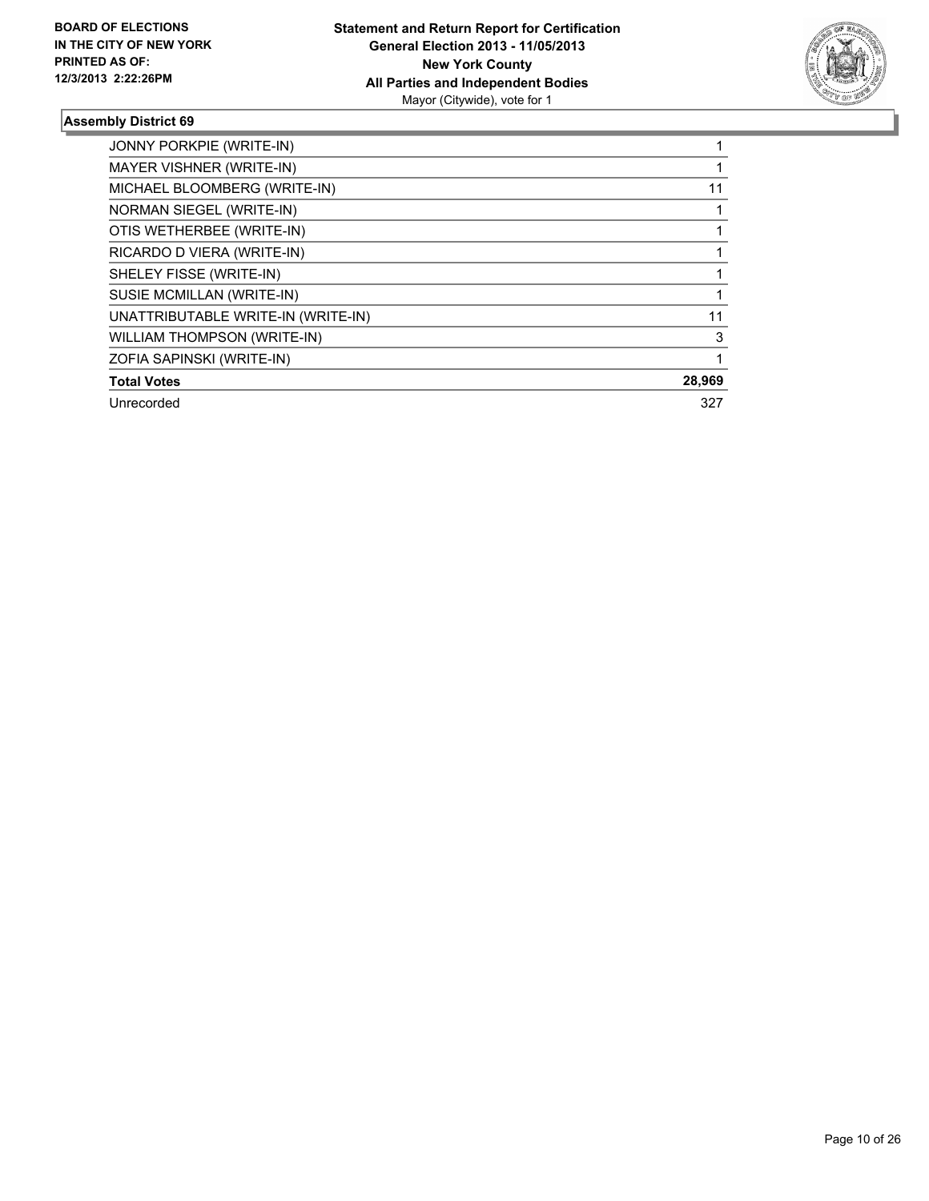**BOARD OF ELECTIONS IN THE CITY OF NEW YORK PRINTED AS OF: 12/3/2013 2:22:26PM**

**Statement and Return Report for Certification**
**General Election 2013 - 11/05/2013**
**New York County**
**All Parties and Independent Bodies**
Mayor (Citywide), vote for 1

### Assembly District 69

| | |
|---|---|
| JONNY PORKPIE (WRITE-IN) | 1 |
| MAYER VISHNER (WRITE-IN) | 1 |
| MICHAEL BLOOMBERG (WRITE-IN) | 11 |
| NORMAN SIEGEL (WRITE-IN) | 1 |
| OTIS WETHERBEE (WRITE-IN) | 1 |
| RICARDO D VIERA (WRITE-IN) | 1 |
| SHELEY FISSE (WRITE-IN) | 1 |
| SUSIE MCMILLAN (WRITE-IN) | 1 |
| UNATTRIBUTABLE WRITE-IN (WRITE-IN) | 11 |
| WILLIAM THOMPSON (WRITE-IN) | 3 |
| ZOFIA SAPINSKI (WRITE-IN) | 1 |
| **Total Votes** | **28,969** |
| Unrecorded | 327 |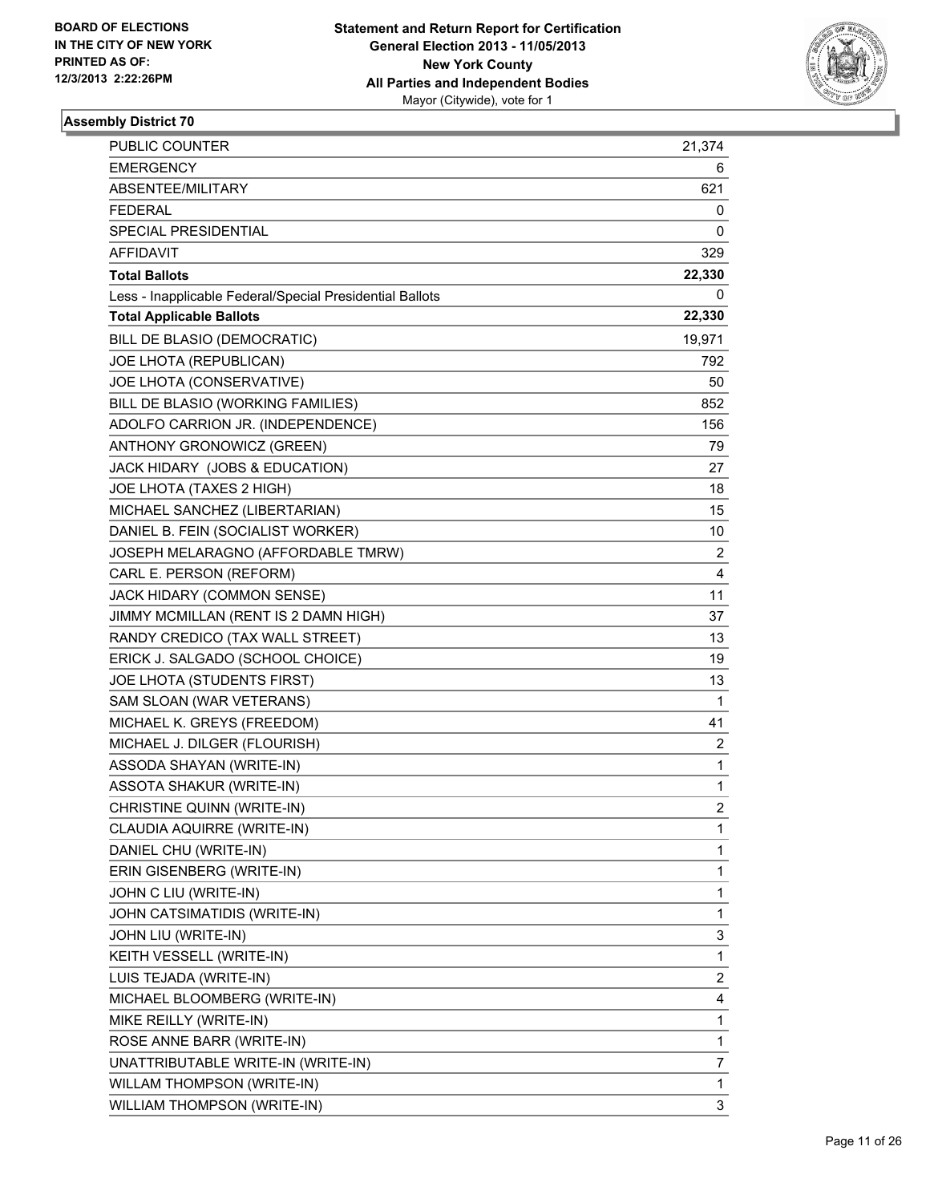BOARD OF ELECTIONS
IN THE CITY OF NEW YORK
PRINTED AS OF:
12/3/2013 2:22:26PM

**Statement and Return Report for Certification**
**General Election 2013 - 11/05/2013**
**New York County**
**All Parties and Independent Bodies**
Mayor (Citywide), vote for 1

### Assembly District 70

| | |
|---|---|
| PUBLIC COUNTER | 21,374 |
| EMERGENCY | 6 |
| ABSENTEE/MILITARY | 621 |
| FEDERAL | 0 |
| SPECIAL PRESIDENTIAL | 0 |
| AFFIDAVIT | 329 |
| **Total Ballots** | **22,330** |
| Less - Inapplicable Federal/Special Presidential Ballots | 0 |
| **Total Applicable Ballots** | **22,330** |
| BILL DE BLASIO (DEMOCRATIC) | 19,971 |
| JOE LHOTA (REPUBLICAN) | 792 |
| JOE LHOTA (CONSERVATIVE) | 50 |
| BILL DE BLASIO (WORKING FAMILIES) | 852 |
| ADOLFO CARRION JR. (INDEPENDENCE) | 156 |
| ANTHONY GRONOWICZ (GREEN) | 79 |
| JACK HIDARY (JOBS & EDUCATION) | 27 |
| JOE LHOTA (TAXES 2 HIGH) | 18 |
| MICHAEL SANCHEZ (LIBERTARIAN) | 15 |
| DANIEL B. FEIN (SOCIALIST WORKER) | 10 |
| JOSEPH MELARAGNO (AFFORDABLE TMRW) | 2 |
| CARL E. PERSON (REFORM) | 4 |
| JACK HIDARY (COMMON SENSE) | 11 |
| JIMMY MCMILLAN (RENT IS 2 DAMN HIGH) | 37 |
| RANDY CREDICO (TAX WALL STREET) | 13 |
| ERICK J. SALGADO (SCHOOL CHOICE) | 19 |
| JOE LHOTA (STUDENTS FIRST) | 13 |
| SAM SLOAN (WAR VETERANS) | 1 |
| MICHAEL K. GREYS (FREEDOM) | 41 |
| MICHAEL J. DILGER (FLOURISH) | 2 |
| ASSODA SHAYAN (WRITE-IN) | 1 |
| ASSOTA SHAKUR (WRITE-IN) | 1 |
| CHRISTINE QUINN (WRITE-IN) | 2 |
| CLAUDIA AQUIRRE (WRITE-IN) | 1 |
| DANIEL CHU (WRITE-IN) | 1 |
| ERIN GISENBERG (WRITE-IN) | 1 |
| JOHN C LIU (WRITE-IN) | 1 |
| JOHN CATSIMATIDIS (WRITE-IN) | 1 |
| JOHN LIU (WRITE-IN) | 3 |
| KEITH VESSELL (WRITE-IN) | 1 |
| LUIS TEJADA (WRITE-IN) | 2 |
| MICHAEL BLOOMBERG (WRITE-IN) | 4 |
| MIKE REILLY (WRITE-IN) | 1 |
| ROSE ANNE BARR (WRITE-IN) | 1 |
| UNATTRIBUTABLE WRITE-IN (WRITE-IN) | 7 |
| WILLAM THOMPSON (WRITE-IN) | 1 |
| WILLIAM THOMPSON (WRITE-IN) | 3 |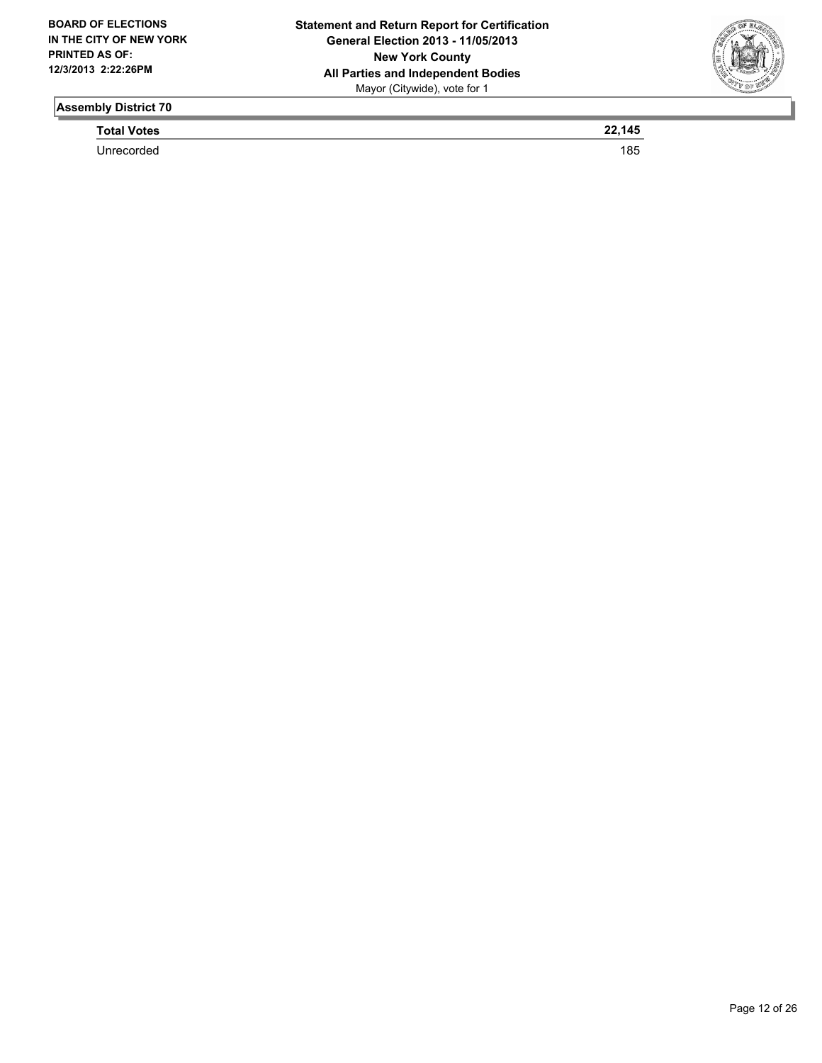**BOARD OF ELECTIONS IN THE CITY OF NEW YORK PRINTED AS OF: 12/3/2013 2:22:26PM**

**Statement and Return Report for Certification**
**General Election 2013 - 11/05/2013**
**New York County**
**All Parties and Independent Bodies**
Mayor (Citywide), vote for 1

## Assembly District 70

| **Total Votes** | **22,145** |
|---|---|
| Unrecorded | 185 |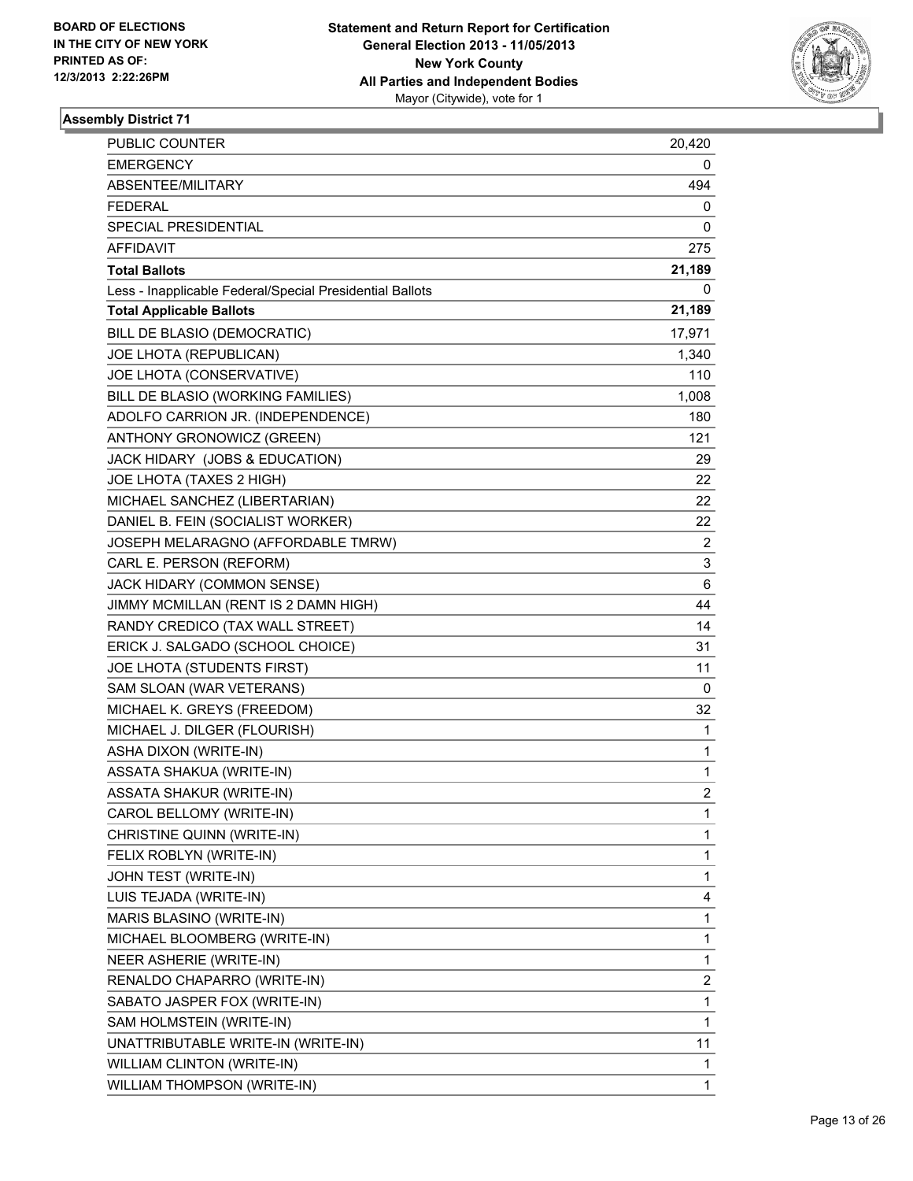**BOARD OF ELECTIONS IN THE CITY OF NEW YORK**
**PRINTED AS OF: 12/3/2013 2:22:26PM**

**Statement and Return Report for Certification**
**General Election 2013 - 11/05/2013**
**New York County**
**All Parties and Independent Bodies**
Mayor (Citywide), vote for 1

### Assembly District 71

| | |
|---|---|
| PUBLIC COUNTER | 20,420 |
| EMERGENCY | 0 |
| ABSENTEE/MILITARY | 494 |
| FEDERAL | 0 |
| SPECIAL PRESIDENTIAL | 0 |
| AFFIDAVIT | 275 |
| **Total Ballots** | **21,189** |
| Less - Inapplicable Federal/Special Presidential Ballots | 0 |
| **Total Applicable Ballots** | **21,189** |
| BILL DE BLASIO (DEMOCRATIC) | 17,971 |
| JOE LHOTA (REPUBLICAN) | 1,340 |
| JOE LHOTA (CONSERVATIVE) | 110 |
| BILL DE BLASIO (WORKING FAMILIES) | 1,008 |
| ADOLFO CARRION JR. (INDEPENDENCE) | 180 |
| ANTHONY GRONOWICZ (GREEN) | 121 |
| JACK HIDARY (JOBS & EDUCATION) | 29 |
| JOE LHOTA (TAXES 2 HIGH) | 22 |
| MICHAEL SANCHEZ (LIBERTARIAN) | 22 |
| DANIEL B. FEIN (SOCIALIST WORKER) | 22 |
| JOSEPH MELARAGNO (AFFORDABLE TMRW) | 2 |
| CARL E. PERSON (REFORM) | 3 |
| JACK HIDARY (COMMON SENSE) | 6 |
| JIMMY MCMILLAN (RENT IS 2 DAMN HIGH) | 44 |
| RANDY CREDICO (TAX WALL STREET) | 14 |
| ERICK J. SALGADO (SCHOOL CHOICE) | 31 |
| JOE LHOTA (STUDENTS FIRST) | 11 |
| SAM SLOAN (WAR VETERANS) | 0 |
| MICHAEL K. GREYS (FREEDOM) | 32 |
| MICHAEL J. DILGER (FLOURISH) | 1 |
| ASHA DIXON (WRITE-IN) | 1 |
| ASSATA SHAKUA (WRITE-IN) | 1 |
| ASSATA SHAKUR (WRITE-IN) | 2 |
| CAROL BELLOMY (WRITE-IN) | 1 |
| CHRISTINE QUINN (WRITE-IN) | 1 |
| FELIX ROBLYN (WRITE-IN) | 1 |
| JOHN TEST (WRITE-IN) | 1 |
| LUIS TEJADA (WRITE-IN) | 4 |
| MARIS BLASINO (WRITE-IN) | 1 |
| MICHAEL BLOOMBERG (WRITE-IN) | 1 |
| NEER ASHERIE (WRITE-IN) | 1 |
| RENALDO CHAPARRO (WRITE-IN) | 2 |
| SABATO JASPER FOX (WRITE-IN) | 1 |
| SAM HOLMSTEIN (WRITE-IN) | 1 |
| UNATTRIBUTABLE WRITE-IN (WRITE-IN) | 11 |
| WILLIAM CLINTON (WRITE-IN) | 1 |
| WILLIAM THOMPSON (WRITE-IN) | 1 |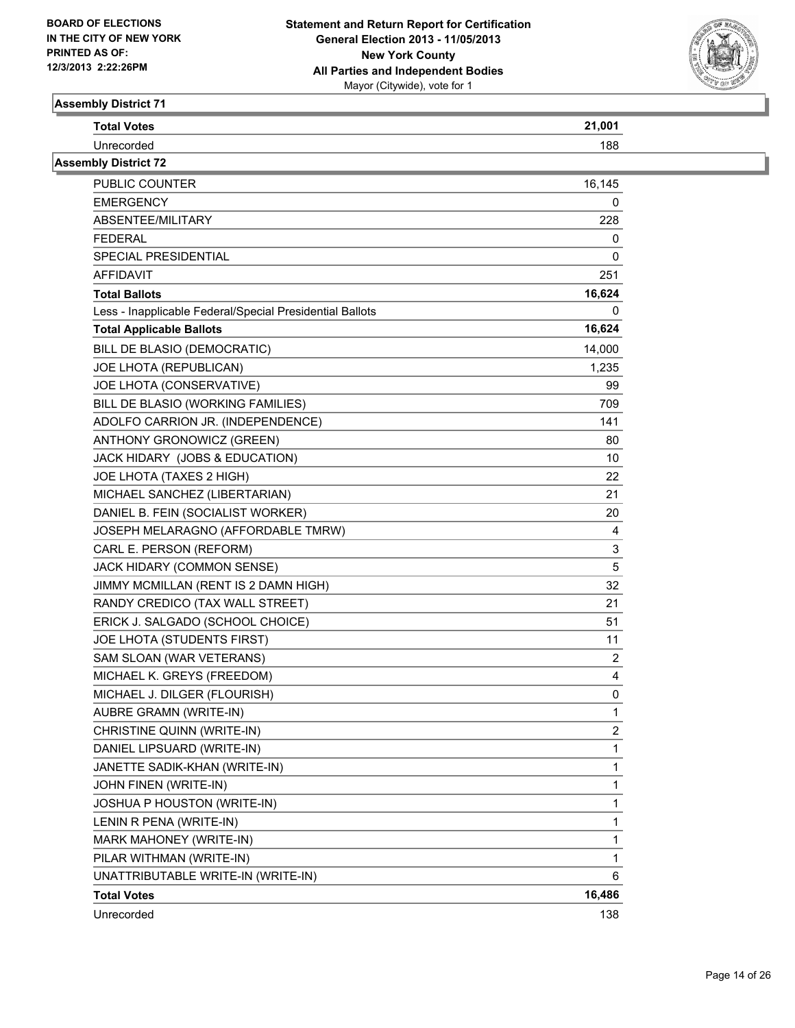**BOARD OF ELECTIONS IN THE CITY OF NEW YORK PRINTED AS OF: 12/3/2013 2:22:26PM**

**Statement and Return Report for Certification General Election 2013 - 11/05/2013 New York County All Parties and Independent Bodies** Mayor (Citywide), vote for 1

## Assembly District 71

| | |
|---|---|
| **Total Votes** | **21,001** |
| Unrecorded | 188 |

## Assembly District 72

| | |
|---|---|
| PUBLIC COUNTER | 16,145 |
| EMERGENCY | 0 |
| ABSENTEE/MILITARY | 228 |
| FEDERAL | 0 |
| SPECIAL PRESIDENTIAL | 0 |
| AFFIDAVIT | 251 |
| **Total Ballots** | **16,624** |
| Less - Inapplicable Federal/Special Presidential Ballots | 0 |
| **Total Applicable Ballots** | **16,624** |
| BILL DE BLASIO (DEMOCRATIC) | 14,000 |
| JOE LHOTA (REPUBLICAN) | 1,235 |
| JOE LHOTA (CONSERVATIVE) | 99 |
| BILL DE BLASIO (WORKING FAMILIES) | 709 |
| ADOLFO CARRION JR. (INDEPENDENCE) | 141 |
| ANTHONY GRONOWICZ (GREEN) | 80 |
| JACK HIDARY (JOBS & EDUCATION) | 10 |
| JOE LHOTA (TAXES 2 HIGH) | 22 |
| MICHAEL SANCHEZ (LIBERTARIAN) | 21 |
| DANIEL B. FEIN (SOCIALIST WORKER) | 20 |
| JOSEPH MELARAGNO (AFFORDABLE TMRW) | 4 |
| CARL E. PERSON (REFORM) | 3 |
| JACK HIDARY (COMMON SENSE) | 5 |
| JIMMY MCMILLAN (RENT IS 2 DAMN HIGH) | 32 |
| RANDY CREDICO (TAX WALL STREET) | 21 |
| ERICK J. SALGADO (SCHOOL CHOICE) | 51 |
| JOE LHOTA (STUDENTS FIRST) | 11 |
| SAM SLOAN (WAR VETERANS) | 2 |
| MICHAEL K. GREYS (FREEDOM) | 4 |
| MICHAEL J. DILGER (FLOURISH) | 0 |
| AUBRE GRAMN (WRITE-IN) | 1 |
| CHRISTINE QUINN (WRITE-IN) | 2 |
| DANIEL LIPSUARD (WRITE-IN) | 1 |
| JANETTE SADIK-KHAN (WRITE-IN) | 1 |
| JOHN FINEN (WRITE-IN) | 1 |
| JOSHUA P HOUSTON (WRITE-IN) | 1 |
| LENIN R PENA (WRITE-IN) | 1 |
| MARK MAHONEY (WRITE-IN) | 1 |
| PILAR WITHMAN (WRITE-IN) | 1 |
| UNATTRIBUTABLE WRITE-IN (WRITE-IN) | 6 |
| **Total Votes** | **16,486** |
| Unrecorded | 138 |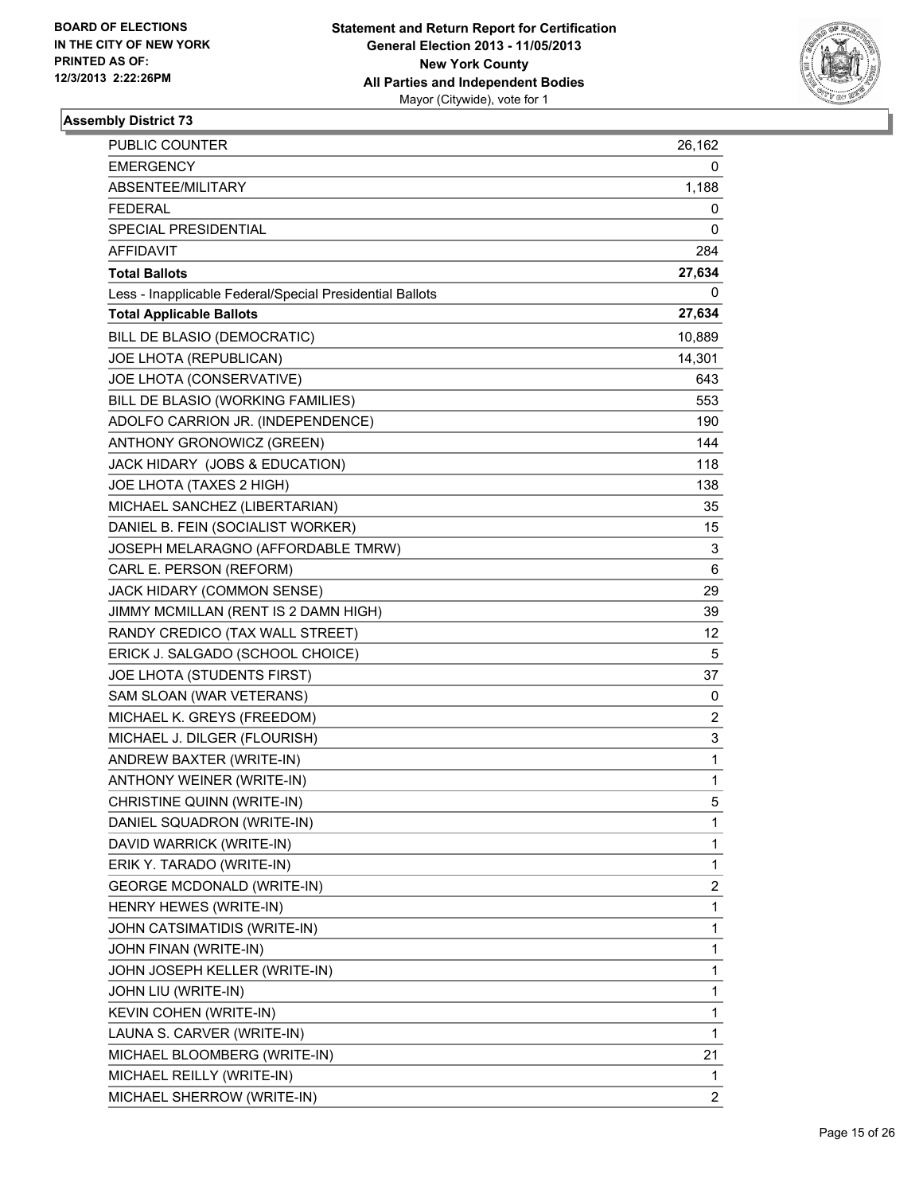**BOARD OF ELECTIONS IN THE CITY OF NEW YORK PRINTED AS OF: 12/3/2013 2:22:26PM**

**Statement and Return Report for Certification General Election 2013 - 11/05/2013 New York County All Parties and Independent Bodies** Mayor (Citywide), vote for 1

### Assembly District 73

| | |
|---|---|
| PUBLIC COUNTER | 26,162 |
| EMERGENCY | 0 |
| ABSENTEE/MILITARY | 1,188 |
| FEDERAL | 0 |
| SPECIAL PRESIDENTIAL | 0 |
| AFFIDAVIT | 284 |
| **Total Ballots** | **27,634** |
| Less - Inapplicable Federal/Special Presidential Ballots | 0 |
| **Total Applicable Ballots** | **27,634** |
| BILL DE BLASIO (DEMOCRATIC) | 10,889 |
| JOE LHOTA (REPUBLICAN) | 14,301 |
| JOE LHOTA (CONSERVATIVE) | 643 |
| BILL DE BLASIO (WORKING FAMILIES) | 553 |
| ADOLFO CARRION JR. (INDEPENDENCE) | 190 |
| ANTHONY GRONOWICZ (GREEN) | 144 |
| JACK HIDARY (JOBS & EDUCATION) | 118 |
| JOE LHOTA (TAXES 2 HIGH) | 138 |
| MICHAEL SANCHEZ (LIBERTARIAN) | 35 |
| DANIEL B. FEIN (SOCIALIST WORKER) | 15 |
| JOSEPH MELARAGNO (AFFORDABLE TMRW) | 3 |
| CARL E. PERSON (REFORM) | 6 |
| JACK HIDARY (COMMON SENSE) | 29 |
| JIMMY MCMILLAN (RENT IS 2 DAMN HIGH) | 39 |
| RANDY CREDICO (TAX WALL STREET) | 12 |
| ERICK J. SALGADO (SCHOOL CHOICE) | 5 |
| JOE LHOTA (STUDENTS FIRST) | 37 |
| SAM SLOAN (WAR VETERANS) | 0 |
| MICHAEL K. GREYS (FREEDOM) | 2 |
| MICHAEL J. DILGER (FLOURISH) | 3 |
| ANDREW BAXTER (WRITE-IN) | 1 |
| ANTHONY WEINER (WRITE-IN) | 1 |
| CHRISTINE QUINN (WRITE-IN) | 5 |
| DANIEL SQUADRON (WRITE-IN) | 1 |
| DAVID WARRICK (WRITE-IN) | 1 |
| ERIK Y. TARADO (WRITE-IN) | 1 |
| GEORGE MCDONALD (WRITE-IN) | 2 |
| HENRY HEWES (WRITE-IN) | 1 |
| JOHN CATSIMATIDIS (WRITE-IN) | 1 |
| JOHN FINAN (WRITE-IN) | 1 |
| JOHN JOSEPH KELLER (WRITE-IN) | 1 |
| JOHN LIU (WRITE-IN) | 1 |
| KEVIN COHEN (WRITE-IN) | 1 |
| LAUNA S. CARVER (WRITE-IN) | 1 |
| MICHAEL BLOOMBERG (WRITE-IN) | 21 |
| MICHAEL REILLY (WRITE-IN) | 1 |
| MICHAEL SHERROW (WRITE-IN) | 2 |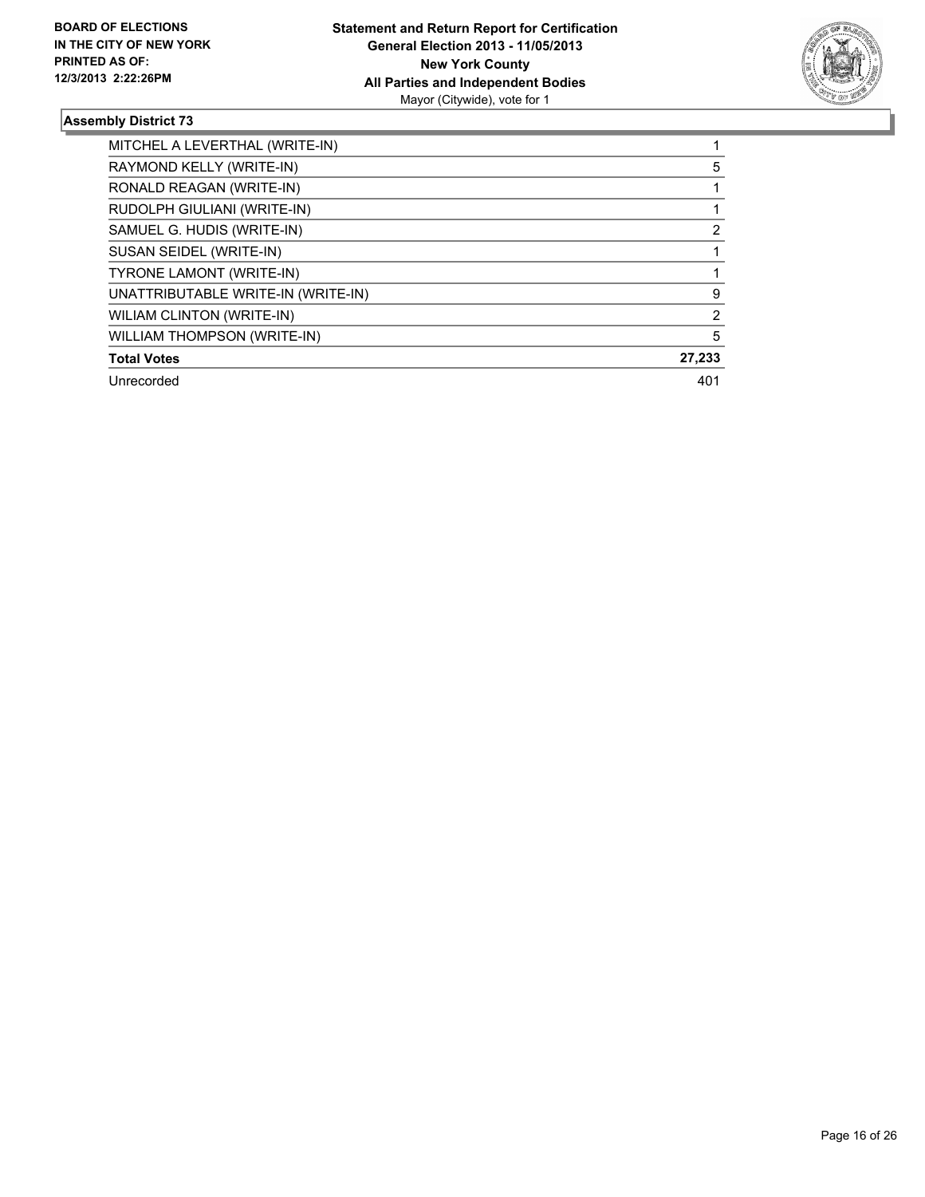**BOARD OF ELECTIONS IN THE CITY OF NEW YORK PRINTED AS OF: 12/3/2013 2:22:26PM**

**Statement and Return Report for Certification General Election 2013 - 11/05/2013 New York County All Parties and Independent Bodies**
Mayor (Citywide), vote for 1

### Assembly District 73

| | |
|---|---|
| MITCHEL A LEVERTHAL (WRITE-IN) | 1 |
| RAYMOND KELLY (WRITE-IN) | 5 |
| RONALD REAGAN (WRITE-IN) | 1 |
| RUDOLPH GIULIANI (WRITE-IN) | 1 |
| SAMUEL G. HUDIS (WRITE-IN) | 2 |
| SUSAN SEIDEL (WRITE-IN) | 1 |
| TYRONE LAMONT (WRITE-IN) | 1 |
| UNATTRIBUTABLE WRITE-IN (WRITE-IN) | 9 |
| WILIAM CLINTON (WRITE-IN) | 2 |
| WILLIAM THOMPSON (WRITE-IN) | 5 |
| **Total Votes** | **27,233** |
| Unrecorded | 401 |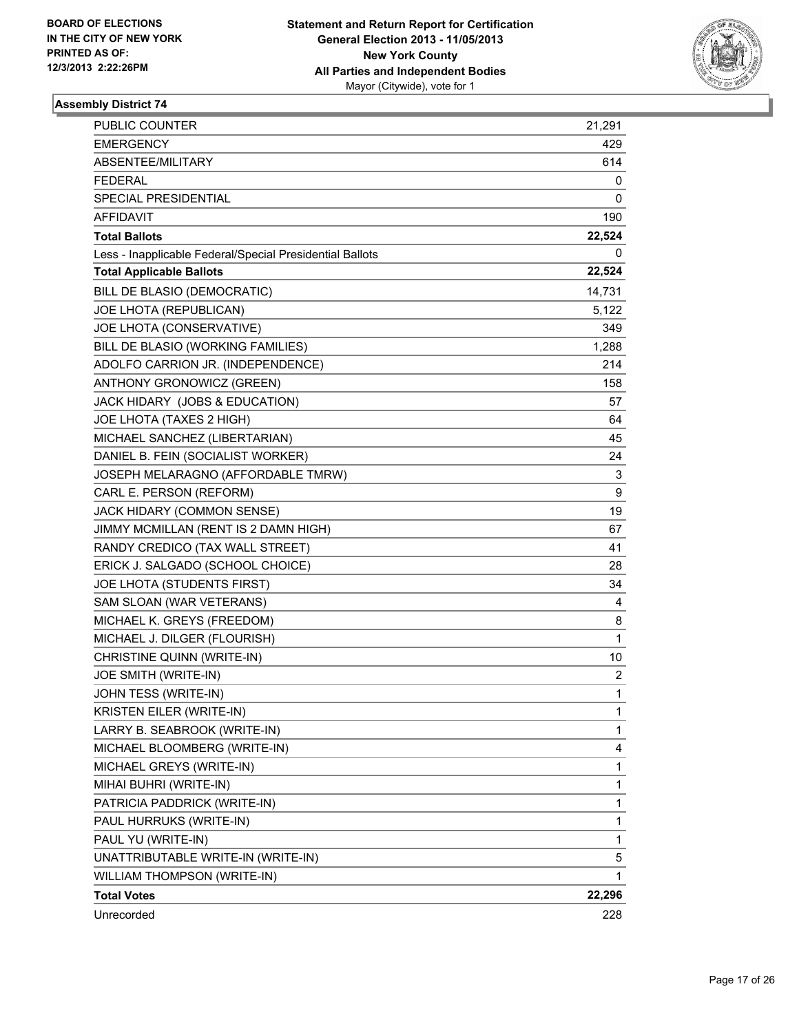**BOARD OF ELECTIONS IN THE CITY OF NEW YORK PRINTED AS OF: 12/3/2013 2:22:26PM**

**Statement and Return Report for Certification**
**General Election 2013 - 11/05/2013**
**New York County**
**All Parties and Independent Bodies**
Mayor (Citywide), vote for 1

### Assembly District 74

| | |
|---|---|
| PUBLIC COUNTER | 21,291 |
| EMERGENCY | 429 |
| ABSENTEE/MILITARY | 614 |
| FEDERAL | 0 |
| SPECIAL PRESIDENTIAL | 0 |
| AFFIDAVIT | 190 |
| **Total Ballots** | **22,524** |
| Less - Inapplicable Federal/Special Presidential Ballots | 0 |
| **Total Applicable Ballots** | **22,524** |
| BILL DE BLASIO (DEMOCRATIC) | 14,731 |
| JOE LHOTA (REPUBLICAN) | 5,122 |
| JOE LHOTA (CONSERVATIVE) | 349 |
| BILL DE BLASIO (WORKING FAMILIES) | 1,288 |
| ADOLFO CARRION JR. (INDEPENDENCE) | 214 |
| ANTHONY GRONOWICZ (GREEN) | 158 |
| JACK HIDARY (JOBS & EDUCATION) | 57 |
| JOE LHOTA (TAXES 2 HIGH) | 64 |
| MICHAEL SANCHEZ (LIBERTARIAN) | 45 |
| DANIEL B. FEIN (SOCIALIST WORKER) | 24 |
| JOSEPH MELARAGNO (AFFORDABLE TMRW) | 3 |
| CARL E. PERSON (REFORM) | 9 |
| JACK HIDARY (COMMON SENSE) | 19 |
| JIMMY MCMILLAN (RENT IS 2 DAMN HIGH) | 67 |
| RANDY CREDICO (TAX WALL STREET) | 41 |
| ERICK J. SALGADO (SCHOOL CHOICE) | 28 |
| JOE LHOTA (STUDENTS FIRST) | 34 |
| SAM SLOAN (WAR VETERANS) | 4 |
| MICHAEL K. GREYS (FREEDOM) | 8 |
| MICHAEL J. DILGER (FLOURISH) | 1 |
| CHRISTINE QUINN (WRITE-IN) | 10 |
| JOE SMITH (WRITE-IN) | 2 |
| JOHN TESS (WRITE-IN) | 1 |
| KRISTEN EILER (WRITE-IN) | 1 |
| LARRY B. SEABROOK (WRITE-IN) | 1 |
| MICHAEL BLOOMBERG (WRITE-IN) | 4 |
| MICHAEL GREYS (WRITE-IN) | 1 |
| MIHAI BUHRI (WRITE-IN) | 1 |
| PATRICIA PADDRICK (WRITE-IN) | 1 |
| PAUL HURRUKS (WRITE-IN) | 1 |
| PAUL YU (WRITE-IN) | 1 |
| UNATTRIBUTABLE WRITE-IN (WRITE-IN) | 5 |
| WILLIAM THOMPSON (WRITE-IN) | 1 |
| **Total Votes** | **22,296** |
| Unrecorded | 228 |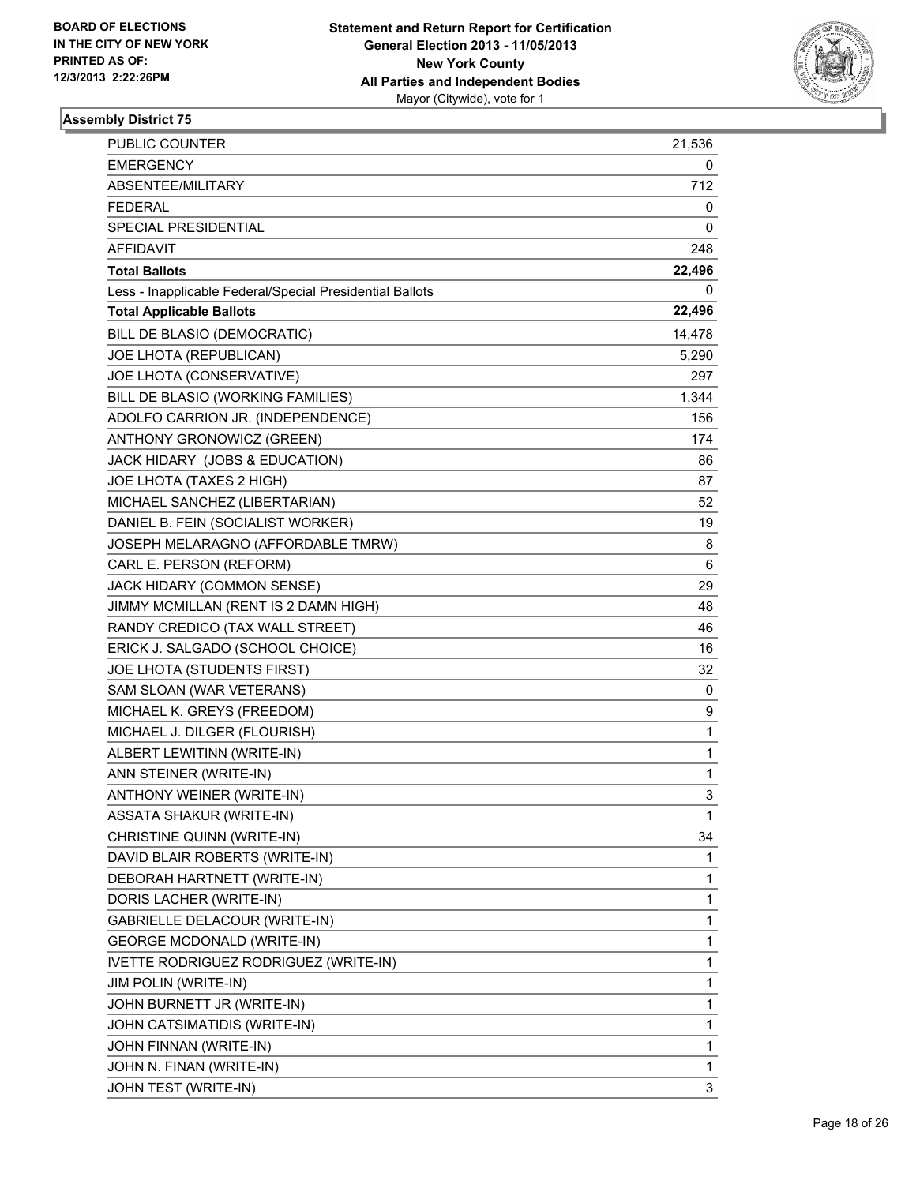BOARD OF ELECTIONS
IN THE CITY OF NEW YORK
PRINTED AS OF:
12/3/2013 2:22:26PM

**Statement and Return Report for Certification**
**General Election 2013 - 11/05/2013**
**New York County**
**All Parties and Independent Bodies**
Mayor (Citywide), vote for 1

### Assembly District 75

| | |
|---|---|
| PUBLIC COUNTER | 21,536 |
| EMERGENCY | 0 |
| ABSENTEE/MILITARY | 712 |
| FEDERAL | 0 |
| SPECIAL PRESIDENTIAL | 0 |
| AFFIDAVIT | 248 |
| **Total Ballots** | **22,496** |
| Less - Inapplicable Federal/Special Presidential Ballots | 0 |
| **Total Applicable Ballots** | **22,496** |
| BILL DE BLASIO (DEMOCRATIC) | 14,478 |
| JOE LHOTA (REPUBLICAN) | 5,290 |
| JOE LHOTA (CONSERVATIVE) | 297 |
| BILL DE BLASIO (WORKING FAMILIES) | 1,344 |
| ADOLFO CARRION JR. (INDEPENDENCE) | 156 |
| ANTHONY GRONOWICZ (GREEN) | 174 |
| JACK HIDARY (JOBS & EDUCATION) | 86 |
| JOE LHOTA (TAXES 2 HIGH) | 87 |
| MICHAEL SANCHEZ (LIBERTARIAN) | 52 |
| DANIEL B. FEIN (SOCIALIST WORKER) | 19 |
| JOSEPH MELARAGNO (AFFORDABLE TMRW) | 8 |
| CARL E. PERSON (REFORM) | 6 |
| JACK HIDARY (COMMON SENSE) | 29 |
| JIMMY MCMILLAN (RENT IS 2 DAMN HIGH) | 48 |
| RANDY CREDICO (TAX WALL STREET) | 46 |
| ERICK J. SALGADO (SCHOOL CHOICE) | 16 |
| JOE LHOTA (STUDENTS FIRST) | 32 |
| SAM SLOAN (WAR VETERANS) | 0 |
| MICHAEL K. GREYS (FREEDOM) | 9 |
| MICHAEL J. DILGER (FLOURISH) | 1 |
| ALBERT LEWITINN (WRITE-IN) | 1 |
| ANN STEINER (WRITE-IN) | 1 |
| ANTHONY WEINER (WRITE-IN) | 3 |
| ASSATA SHAKUR (WRITE-IN) | 1 |
| CHRISTINE QUINN (WRITE-IN) | 34 |
| DAVID BLAIR ROBERTS (WRITE-IN) | 1 |
| DEBORAH HARTNETT (WRITE-IN) | 1 |
| DORIS LACHER (WRITE-IN) | 1 |
| GABRIELLE DELACOUR (WRITE-IN) | 1 |
| GEORGE MCDONALD (WRITE-IN) | 1 |
| IVETTE RODRIGUEZ RODRIGUEZ (WRITE-IN) | 1 |
| JIM POLIN (WRITE-IN) | 1 |
| JOHN BURNETT JR (WRITE-IN) | 1 |
| JOHN CATSIMATIDIS (WRITE-IN) | 1 |
| JOHN FINNAN (WRITE-IN) | 1 |
| JOHN N. FINAN (WRITE-IN) | 1 |
| JOHN TEST (WRITE-IN) | 3 |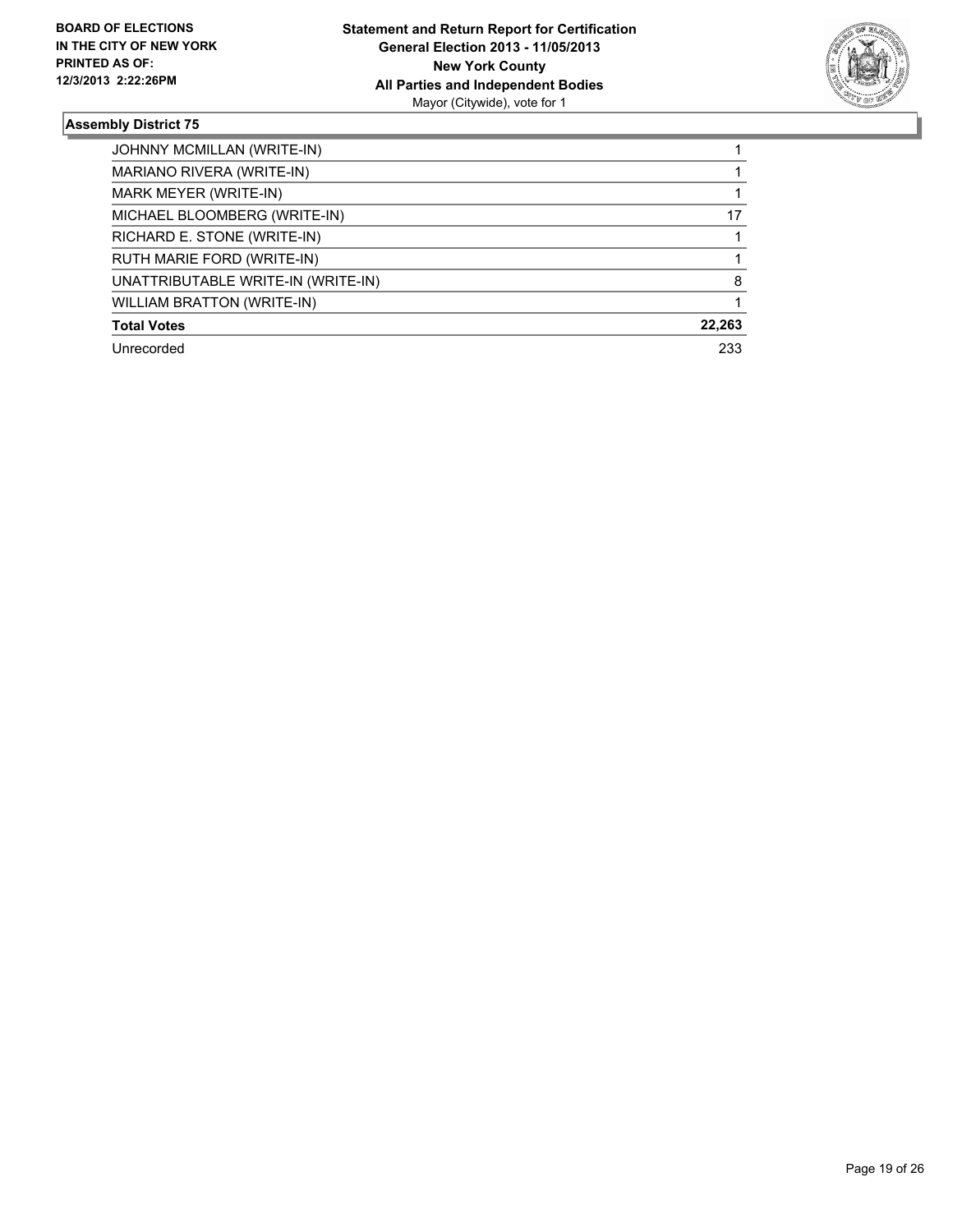**BOARD OF ELECTIONS IN THE CITY OF NEW YORK PRINTED AS OF: 12/3/2013 2:22:26PM**

**Statement and Return Report for Certification**
**General Election 2013 - 11/05/2013**
**New York County**
**All Parties and Independent Bodies**
Mayor (Citywide), vote for 1

### Assembly District 75

| | |
|---|---|
| JOHNNY MCMILLAN (WRITE-IN) | 1 |
| MARIANO RIVERA (WRITE-IN) | 1 |
| MARK MEYER (WRITE-IN) | 1 |
| MICHAEL BLOOMBERG (WRITE-IN) | 17 |
| RICHARD E. STONE (WRITE-IN) | 1 |
| RUTH MARIE FORD (WRITE-IN) | 1 |
| UNATTRIBUTABLE WRITE-IN (WRITE-IN) | 8 |
| WILLIAM BRATTON (WRITE-IN) | 1 |
| **Total Votes** | **22,263** |
| Unrecorded | 233 |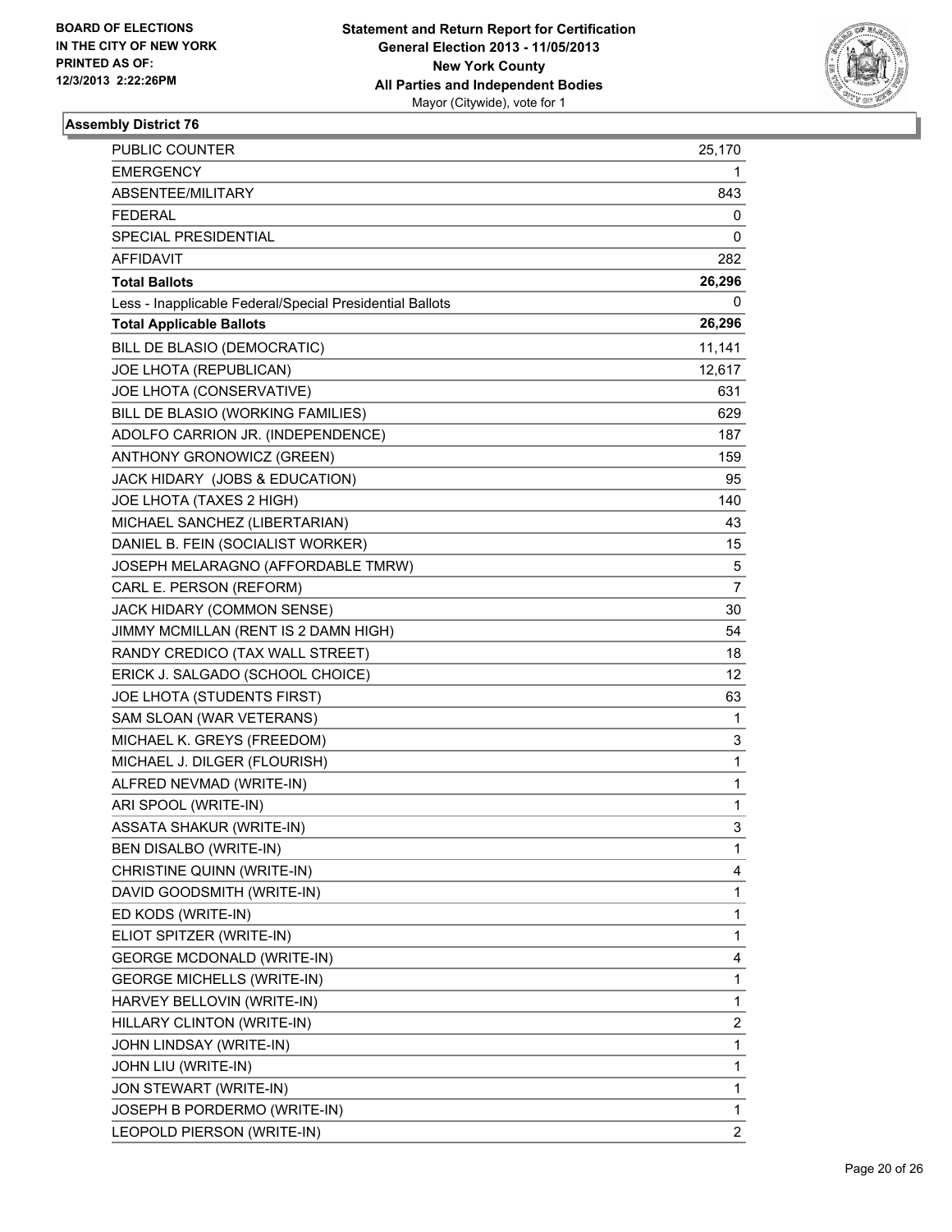BOARD OF ELECTIONS
IN THE CITY OF NEW YORK
PRINTED AS OF:
12/3/2013 2:22:26PM

**Statement and Return Report for Certification**
**General Election 2013 - 11/05/2013**
**New York County**
**All Parties and Independent Bodies**
Mayor (Citywide), vote for 1

### Assembly District 76

| | |
|---|---|
| PUBLIC COUNTER | 25,170 |
| EMERGENCY | 1 |
| ABSENTEE/MILITARY | 843 |
| FEDERAL | 0 |
| SPECIAL PRESIDENTIAL | 0 |
| AFFIDAVIT | 282 |
| **Total Ballots** | **26,296** |
| Less - Inapplicable Federal/Special Presidential Ballots | 0 |
| **Total Applicable Ballots** | **26,296** |
| BILL DE BLASIO (DEMOCRATIC) | 11,141 |
| JOE LHOTA (REPUBLICAN) | 12,617 |
| JOE LHOTA (CONSERVATIVE) | 631 |
| BILL DE BLASIO (WORKING FAMILIES) | 629 |
| ADOLFO CARRION JR. (INDEPENDENCE) | 187 |
| ANTHONY GRONOWICZ (GREEN) | 159 |
| JACK HIDARY (JOBS & EDUCATION) | 95 |
| JOE LHOTA (TAXES 2 HIGH) | 140 |
| MICHAEL SANCHEZ (LIBERTARIAN) | 43 |
| DANIEL B. FEIN (SOCIALIST WORKER) | 15 |
| JOSEPH MELARAGNO (AFFORDABLE TMRW) | 5 |
| CARL E. PERSON (REFORM) | 7 |
| JACK HIDARY (COMMON SENSE) | 30 |
| JIMMY MCMILLAN (RENT IS 2 DAMN HIGH) | 54 |
| RANDY CREDICO (TAX WALL STREET) | 18 |
| ERICK J. SALGADO (SCHOOL CHOICE) | 12 |
| JOE LHOTA (STUDENTS FIRST) | 63 |
| SAM SLOAN (WAR VETERANS) | 1 |
| MICHAEL K. GREYS (FREEDOM) | 3 |
| MICHAEL J. DILGER (FLOURISH) | 1 |
| ALFRED NEVMAD (WRITE-IN) | 1 |
| ARI SPOOL (WRITE-IN) | 1 |
| ASSATA SHAKUR (WRITE-IN) | 3 |
| BEN DISALBO (WRITE-IN) | 1 |
| CHRISTINE QUINN (WRITE-IN) | 4 |
| DAVID GOODSMITH (WRITE-IN) | 1 |
| ED KODS (WRITE-IN) | 1 |
| ELIOT SPITZER (WRITE-IN) | 1 |
| GEORGE MCDONALD (WRITE-IN) | 4 |
| GEORGE MICHELLS (WRITE-IN) | 1 |
| HARVEY BELLOVIN (WRITE-IN) | 1 |
| HILLARY CLINTON (WRITE-IN) | 2 |
| JOHN LINDSAY (WRITE-IN) | 1 |
| JOHN LIU (WRITE-IN) | 1 |
| JON STEWART (WRITE-IN) | 1 |
| JOSEPH B PORDERMO (WRITE-IN) | 1 |
| LEOPOLD PIERSON (WRITE-IN) | 2 |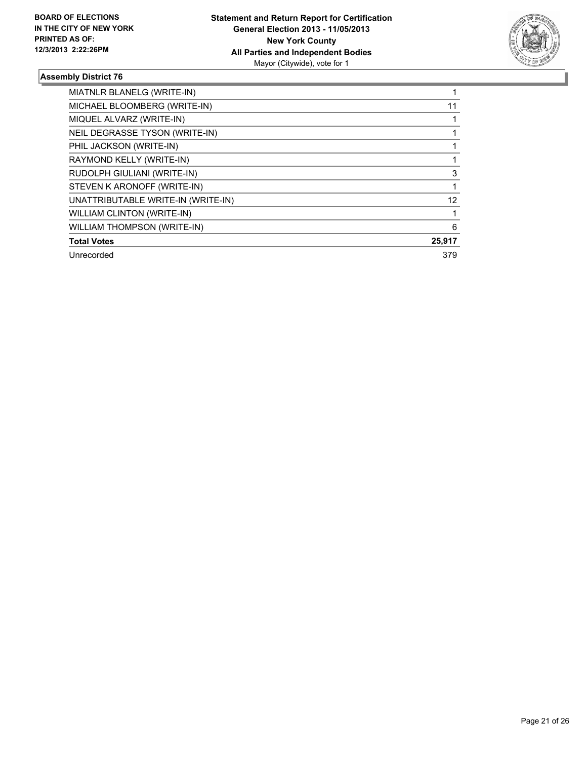**BOARD OF ELECTIONS IN THE CITY OF NEW YORK**
**PRINTED AS OF: 12/3/2013 2:22:26PM**

**Statement and Return Report for Certification**
**General Election 2013 - 11/05/2013**
**New York County**
**All Parties and Independent Bodies**
Mayor (Citywide), vote for 1

### Assembly District 76

| | |
|---|---|
| MIATNLR BLANELG (WRITE-IN) | 1 |
| MICHAEL BLOOMBERG (WRITE-IN) | 11 |
| MIQUEL ALVARZ (WRITE-IN) | 1 |
| NEIL DEGRASSE TYSON (WRITE-IN) | 1 |
| PHIL JACKSON (WRITE-IN) | 1 |
| RAYMOND KELLY (WRITE-IN) | 1 |
| RUDOLPH GIULIANI (WRITE-IN) | 3 |
| STEVEN K ARONOFF (WRITE-IN) | 1 |
| UNATTRIBUTABLE WRITE-IN (WRITE-IN) | 12 |
| WILLIAM CLINTON (WRITE-IN) | 1 |
| WILLIAM THOMPSON (WRITE-IN) | 6 |
| **Total Votes** | **25,917** |
| Unrecorded | 379 |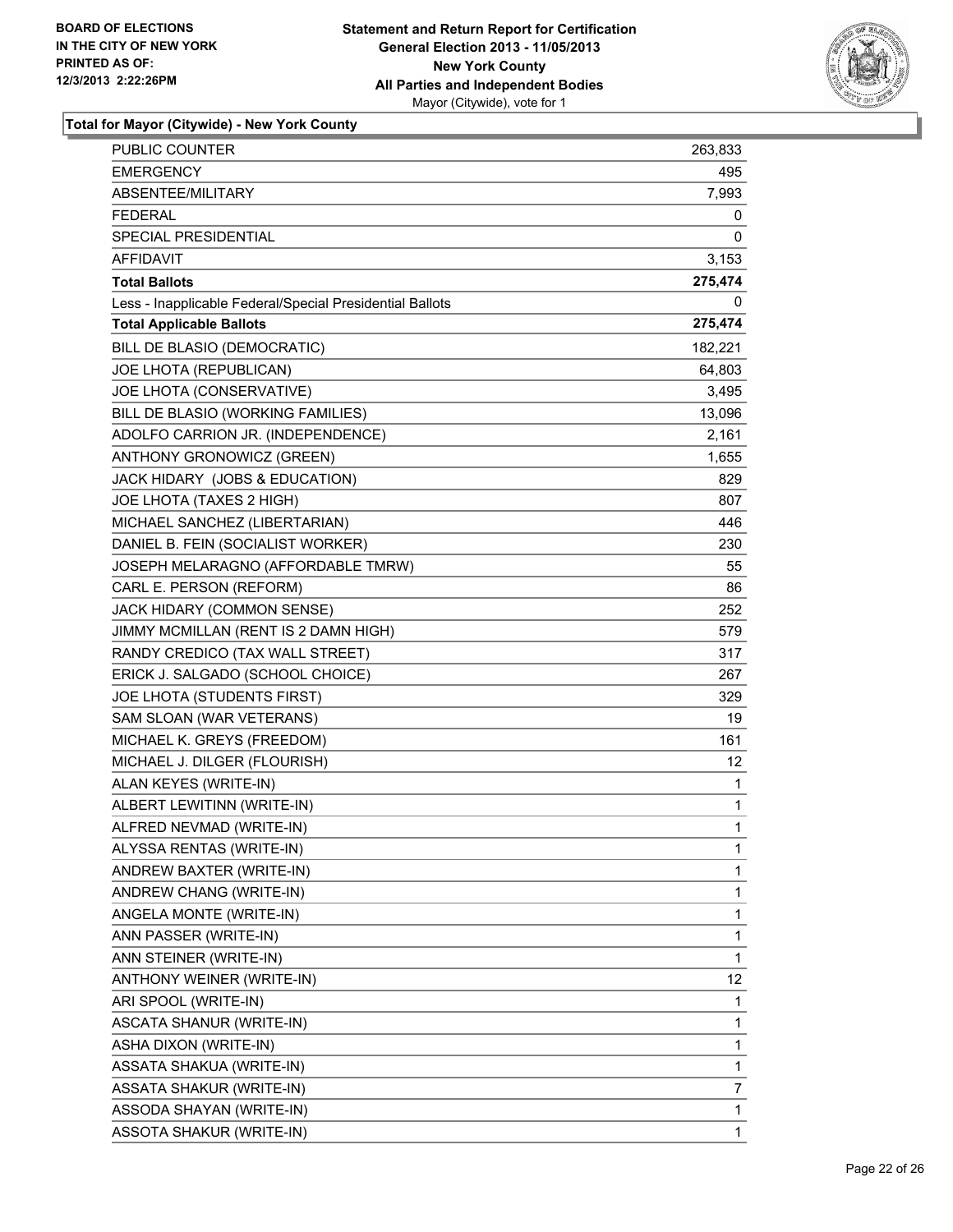**BOARD OF ELECTIONS IN THE CITY OF NEW YORK PRINTED AS OF: 12/3/2013 2:22:26PM**

**Statement and Return Report for Certification**
**General Election 2013 - 11/05/2013**
**New York County**
**All Parties and Independent Bodies**
Mayor (Citywide), vote for 1

### Total for Mayor (Citywide) - New York County

| | |
|---|---|
| PUBLIC COUNTER | 263,833 |
| EMERGENCY | 495 |
| ABSENTEE/MILITARY | 7,993 |
| FEDERAL | 0 |
| SPECIAL PRESIDENTIAL | 0 |
| AFFIDAVIT | 3,153 |
| **Total Ballots** | **275,474** |
| Less - Inapplicable Federal/Special Presidential Ballots | 0 |
| **Total Applicable Ballots** | **275,474** |
| BILL DE BLASIO (DEMOCRATIC) | 182,221 |
| JOE LHOTA (REPUBLICAN) | 64,803 |
| JOE LHOTA (CONSERVATIVE) | 3,495 |
| BILL DE BLASIO (WORKING FAMILIES) | 13,096 |
| ADOLFO CARRION JR. (INDEPENDENCE) | 2,161 |
| ANTHONY GRONOWICZ (GREEN) | 1,655 |
| JACK HIDARY (JOBS & EDUCATION) | 829 |
| JOE LHOTA (TAXES 2 HIGH) | 807 |
| MICHAEL SANCHEZ (LIBERTARIAN) | 446 |
| DANIEL B. FEIN (SOCIALIST WORKER) | 230 |
| JOSEPH MELARAGNO (AFFORDABLE TMRW) | 55 |
| CARL E. PERSON (REFORM) | 86 |
| JACK HIDARY (COMMON SENSE) | 252 |
| JIMMY MCMILLAN (RENT IS 2 DAMN HIGH) | 579 |
| RANDY CREDICO (TAX WALL STREET) | 317 |
| ERICK J. SALGADO (SCHOOL CHOICE) | 267 |
| JOE LHOTA (STUDENTS FIRST) | 329 |
| SAM SLOAN (WAR VETERANS) | 19 |
| MICHAEL K. GREYS (FREEDOM) | 161 |
| MICHAEL J. DILGER (FLOURISH) | 12 |
| ALAN KEYES (WRITE-IN) | 1 |
| ALBERT LEWITINN (WRITE-IN) | 1 |
| ALFRED NEVMAD (WRITE-IN) | 1 |
| ALYSSA RENTAS (WRITE-IN) | 1 |
| ANDREW BAXTER (WRITE-IN) | 1 |
| ANDREW CHANG (WRITE-IN) | 1 |
| ANGELA MONTE (WRITE-IN) | 1 |
| ANN PASSER (WRITE-IN) | 1 |
| ANN STEINER (WRITE-IN) | 1 |
| ANTHONY WEINER (WRITE-IN) | 12 |
| ARI SPOOL (WRITE-IN) | 1 |
| ASCATA SHANUR (WRITE-IN) | 1 |
| ASHA DIXON (WRITE-IN) | 1 |
| ASSATA SHAKUA (WRITE-IN) | 1 |
| ASSATA SHAKUR (WRITE-IN) | 7 |
| ASSODA SHAYAN (WRITE-IN) | 1 |
| ASSOTA SHAKUR (WRITE-IN) | 1 |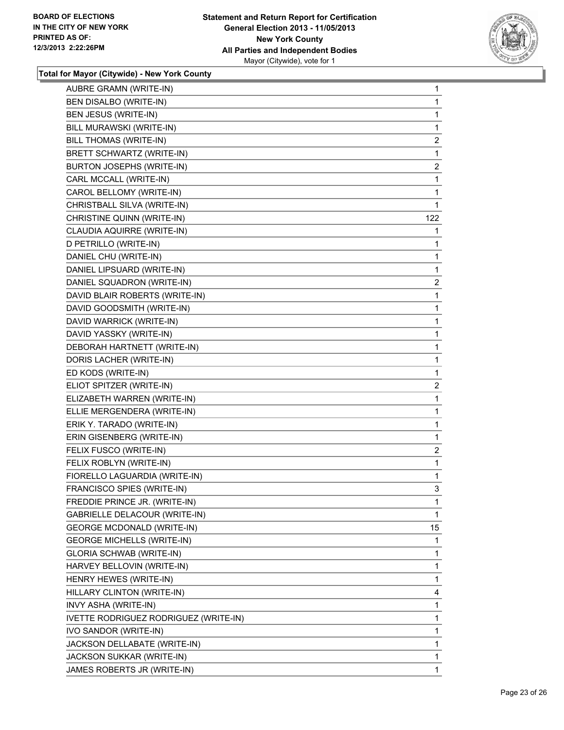BOARD OF ELECTIONS
IN THE CITY OF NEW YORK
PRINTED AS OF:
12/3/2013 2:22:26PM

**Statement and Return Report for Certification**
**General Election 2013 - 11/05/2013**
**New York County**
**All Parties and Independent Bodies**
Mayor (Citywide), vote for 1

### Total for Mayor (Citywide) - New York County

| | |
|---|---|
| AUBRE GRAMN (WRITE-IN) | 1 |
| BEN DISALBO (WRITE-IN) | 1 |
| BEN JESUS (WRITE-IN) | 1 |
| BILL MURAWSKI (WRITE-IN) | 1 |
| BILL THOMAS (WRITE-IN) | 2 |
| BRETT SCHWARTZ (WRITE-IN) | 1 |
| BURTON JOSEPHS (WRITE-IN) | 2 |
| CARL MCCALL (WRITE-IN) | 1 |
| CAROL BELLOMY (WRITE-IN) | 1 |
| CHRISTBALL SILVA (WRITE-IN) | 1 |
| CHRISTINE QUINN (WRITE-IN) | 122 |
| CLAUDIA AQUIRRE (WRITE-IN) | 1 |
| D PETRILLO (WRITE-IN) | 1 |
| DANIEL CHU (WRITE-IN) | 1 |
| DANIEL LIPSUARD (WRITE-IN) | 1 |
| DANIEL SQUADRON (WRITE-IN) | 2 |
| DAVID BLAIR ROBERTS (WRITE-IN) | 1 |
| DAVID GOODSMITH (WRITE-IN) | 1 |
| DAVID WARRICK (WRITE-IN) | 1 |
| DAVID YASSKY (WRITE-IN) | 1 |
| DEBORAH HARTNETT (WRITE-IN) | 1 |
| DORIS LACHER (WRITE-IN) | 1 |
| ED KODS (WRITE-IN) | 1 |
| ELIOT SPITZER (WRITE-IN) | 2 |
| ELIZABETH WARREN (WRITE-IN) | 1 |
| ELLIE MERGENDERA (WRITE-IN) | 1 |
| ERIK Y. TARADO (WRITE-IN) | 1 |
| ERIN GISENBERG (WRITE-IN) | 1 |
| FELIX FUSCO (WRITE-IN) | 2 |
| FELIX ROBLYN (WRITE-IN) | 1 |
| FIORELLO LAGUARDIA (WRITE-IN) | 1 |
| FRANCISCO SPIES (WRITE-IN) | 3 |
| FREDDIE PRINCE JR. (WRITE-IN) | 1 |
| GABRIELLE DELACOUR (WRITE-IN) | 1 |
| GEORGE MCDONALD (WRITE-IN) | 15 |
| GEORGE MICHELLS (WRITE-IN) | 1 |
| GLORIA SCHWAB (WRITE-IN) | 1 |
| HARVEY BELLOVIN (WRITE-IN) | 1 |
| HENRY HEWES (WRITE-IN) | 1 |
| HILLARY CLINTON (WRITE-IN) | 4 |
| INVY ASHA (WRITE-IN) | 1 |
| IVETTE RODRIGUEZ RODRIGUEZ (WRITE-IN) | 1 |
| IVO SANDOR (WRITE-IN) | 1 |
| JACKSON DELLABATE (WRITE-IN) | 1 |
| JACKSON SUKKAR (WRITE-IN) | 1 |
| JAMES ROBERTS JR (WRITE-IN) | 1 |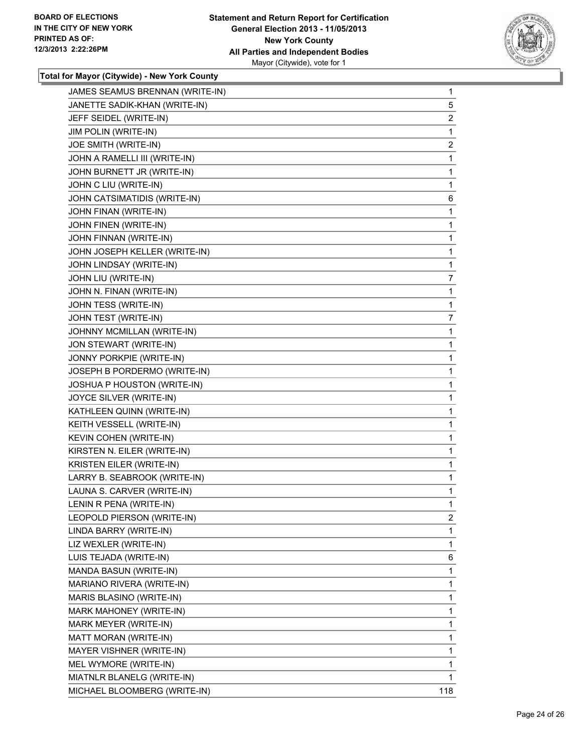**BOARD OF ELECTIONS IN THE CITY OF NEW YORK PRINTED AS OF: 12/3/2013 2:22:26PM**

**Statement and Return Report for Certification General Election 2013 - 11/05/2013 New York County All Parties and Independent Bodies** Mayor (Citywide), vote for 1

### Total for Mayor (Citywide) - New York County

| Candidate | Votes |
|---|---|
| JAMES SEAMUS BRENNAN (WRITE-IN) | 1 |
| JANETTE SADIK-KHAN (WRITE-IN) | 5 |
| JEFF SEIDEL (WRITE-IN) | 2 |
| JIM POLIN (WRITE-IN) | 1 |
| JOE SMITH (WRITE-IN) | 2 |
| JOHN A RAMELLI III (WRITE-IN) | 1 |
| JOHN BURNETT JR (WRITE-IN) | 1 |
| JOHN C LIU (WRITE-IN) | 1 |
| JOHN CATSIMATIDIS (WRITE-IN) | 6 |
| JOHN FINAN (WRITE-IN) | 1 |
| JOHN FINEN (WRITE-IN) | 1 |
| JOHN FINNAN (WRITE-IN) | 1 |
| JOHN JOSEPH KELLER (WRITE-IN) | 1 |
| JOHN LINDSAY (WRITE-IN) | 1 |
| JOHN LIU (WRITE-IN) | 7 |
| JOHN N. FINAN (WRITE-IN) | 1 |
| JOHN TESS (WRITE-IN) | 1 |
| JOHN TEST (WRITE-IN) | 7 |
| JOHNNY MCMILLAN (WRITE-IN) | 1 |
| JON STEWART (WRITE-IN) | 1 |
| JONNY PORKPIE (WRITE-IN) | 1 |
| JOSEPH B PORDERMO (WRITE-IN) | 1 |
| JOSHUA P HOUSTON (WRITE-IN) | 1 |
| JOYCE SILVER (WRITE-IN) | 1 |
| KATHLEEN QUINN (WRITE-IN) | 1 |
| KEITH VESSELL (WRITE-IN) | 1 |
| KEVIN COHEN (WRITE-IN) | 1 |
| KIRSTEN N. EILER (WRITE-IN) | 1 |
| KRISTEN EILER (WRITE-IN) | 1 |
| LARRY B. SEABROOK (WRITE-IN) | 1 |
| LAUNA S. CARVER (WRITE-IN) | 1 |
| LENIN R PENA (WRITE-IN) | 1 |
| LEOPOLD PIERSON (WRITE-IN) | 2 |
| LINDA BARRY (WRITE-IN) | 1 |
| LIZ WEXLER (WRITE-IN) | 1 |
| LUIS TEJADA (WRITE-IN) | 6 |
| MANDA BASUN (WRITE-IN) | 1 |
| MARIANO RIVERA (WRITE-IN) | 1 |
| MARIS BLASINO (WRITE-IN) | 1 |
| MARK MAHONEY (WRITE-IN) | 1 |
| MARK MEYER (WRITE-IN) | 1 |
| MATT MORAN (WRITE-IN) | 1 |
| MAYER VISHNER (WRITE-IN) | 1 |
| MEL WYMORE (WRITE-IN) | 1 |
| MIATNLR BLANELG (WRITE-IN) | 1 |
| MICHAEL BLOOMBERG (WRITE-IN) | 118 |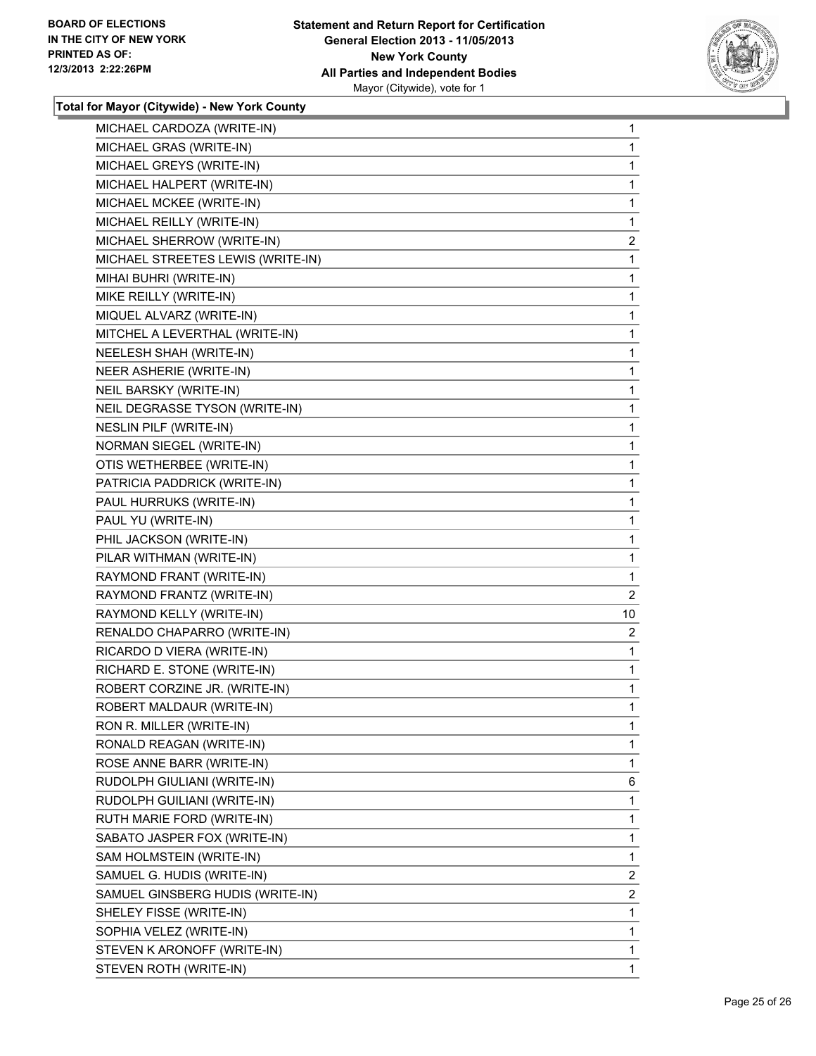**BOARD OF ELECTIONS IN THE CITY OF NEW YORK PRINTED AS OF: 12/3/2013 2:22:26PM**

**Statement and Return Report for Certification General Election 2013 - 11/05/2013 New York County All Parties and Independent Bodies**
Mayor (Citywide), vote for 1

## Total for Mayor (Citywide) - New York County

| | |
|---|---|
| MICHAEL CARDOZA (WRITE-IN) | 1 |
| MICHAEL GRAS (WRITE-IN) | 1 |
| MICHAEL GREYS (WRITE-IN) | 1 |
| MICHAEL HALPERT (WRITE-IN) | 1 |
| MICHAEL MCKEE (WRITE-IN) | 1 |
| MICHAEL REILLY (WRITE-IN) | 1 |
| MICHAEL SHERROW (WRITE-IN) | 2 |
| MICHAEL STREETES LEWIS (WRITE-IN) | 1 |
| MIHAI BUHRI (WRITE-IN) | 1 |
| MIKE REILLY (WRITE-IN) | 1 |
| MIQUEL ALVARZ (WRITE-IN) | 1 |
| MITCHEL A LEVERTHAL (WRITE-IN) | 1 |
| NEELESH SHAH (WRITE-IN) | 1 |
| NEER ASHERIE (WRITE-IN) | 1 |
| NEIL BARSKY (WRITE-IN) | 1 |
| NEIL DEGRASSE TYSON (WRITE-IN) | 1 |
| NESLIN PILF (WRITE-IN) | 1 |
| NORMAN SIEGEL (WRITE-IN) | 1 |
| OTIS WETHERBEE (WRITE-IN) | 1 |
| PATRICIA PADDRICK (WRITE-IN) | 1 |
| PAUL HURRUKS (WRITE-IN) | 1 |
| PAUL YU (WRITE-IN) | 1 |
| PHIL JACKSON (WRITE-IN) | 1 |
| PILAR WITHMAN (WRITE-IN) | 1 |
| RAYMOND FRANT (WRITE-IN) | 1 |
| RAYMOND FRANTZ (WRITE-IN) | 2 |
| RAYMOND KELLY (WRITE-IN) | 10 |
| RENALDO CHAPARRO (WRITE-IN) | 2 |
| RICARDO D VIERA (WRITE-IN) | 1 |
| RICHARD E. STONE (WRITE-IN) | 1 |
| ROBERT CORZINE JR. (WRITE-IN) | 1 |
| ROBERT MALDAUR (WRITE-IN) | 1 |
| RON R. MILLER (WRITE-IN) | 1 |
| RONALD REAGAN (WRITE-IN) | 1 |
| ROSE ANNE BARR (WRITE-IN) | 1 |
| RUDOLPH GIULIANI (WRITE-IN) | 6 |
| RUDOLPH GUILIANI (WRITE-IN) | 1 |
| RUTH MARIE FORD (WRITE-IN) | 1 |
| SABATO JASPER FOX (WRITE-IN) | 1 |
| SAM HOLMSTEIN (WRITE-IN) | 1 |
| SAMUEL G. HUDIS (WRITE-IN) | 2 |
| SAMUEL GINSBERG HUDIS (WRITE-IN) | 2 |
| SHELEY FISSE (WRITE-IN) | 1 |
| SOPHIA VELEZ (WRITE-IN) | 1 |
| STEVEN K ARONOFF (WRITE-IN) | 1 |
| STEVEN ROTH (WRITE-IN) | 1 |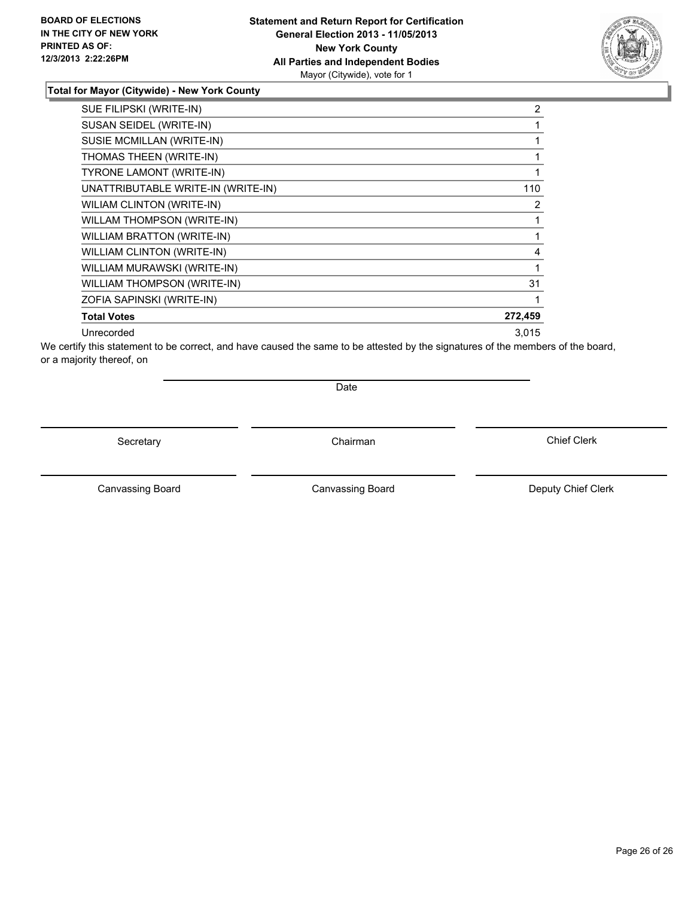**BOARD OF ELECTIONS IN THE CITY OF NEW YORK PRINTED AS OF: 12/3/2013 2:22:26PM**

**Statement and Return Report for Certification**
**General Election 2013 - 11/05/2013**
**New York County**
**All Parties and Independent Bodies**
Mayor (Citywide), vote for 1

### Total for Mayor (Citywide) - New York County

| | |
|---|---|
| SUE FILIPSKI (WRITE-IN) | 2 |
| SUSAN SEIDEL (WRITE-IN) | 1 |
| SUSIE MCMILLAN (WRITE-IN) | 1 |
| THOMAS THEEN (WRITE-IN) | 1 |
| TYRONE LAMONT (WRITE-IN) | 1 |
| UNATTRIBUTABLE WRITE-IN (WRITE-IN) | 110 |
| WILIAM CLINTON (WRITE-IN) | 2 |
| WILLAM THOMPSON (WRITE-IN) | 1 |
| WILLIAM BRATTON (WRITE-IN) | 1 |
| WILLIAM CLINTON (WRITE-IN) | 4 |
| WILLIAM MURAWSKI (WRITE-IN) | 1 |
| WILLIAM THOMPSON (WRITE-IN) | 31 |
| ZOFIA SAPINSKI (WRITE-IN) | 1 |
| **Total Votes** | **272,459** |
| Unrecorded | 3,015 |

We certify this statement to be correct, and have caused the same to be attested by the signatures of the members of the board, or a majority thereof, on

Date

Secretary

Chairman

Chief Clerk

Canvassing Board

Canvassing Board

Deputy Chief Clerk